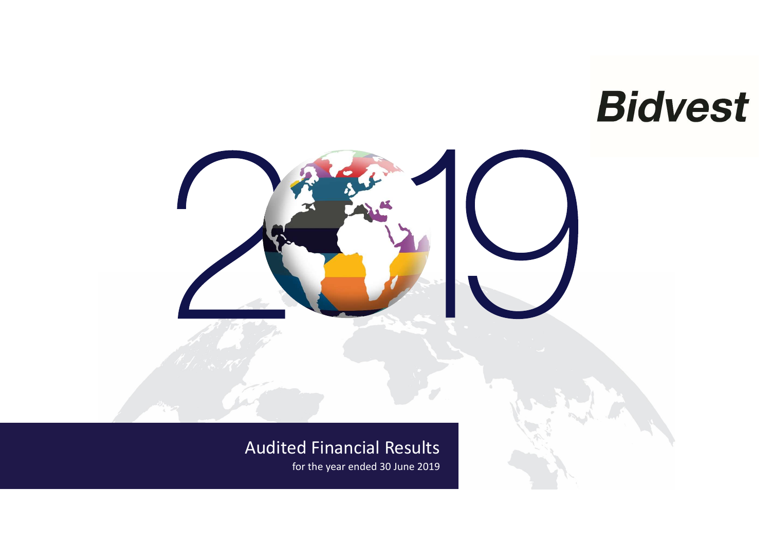Bidvest

2019

# Audited Financial Results

for the year ended 30 June 2019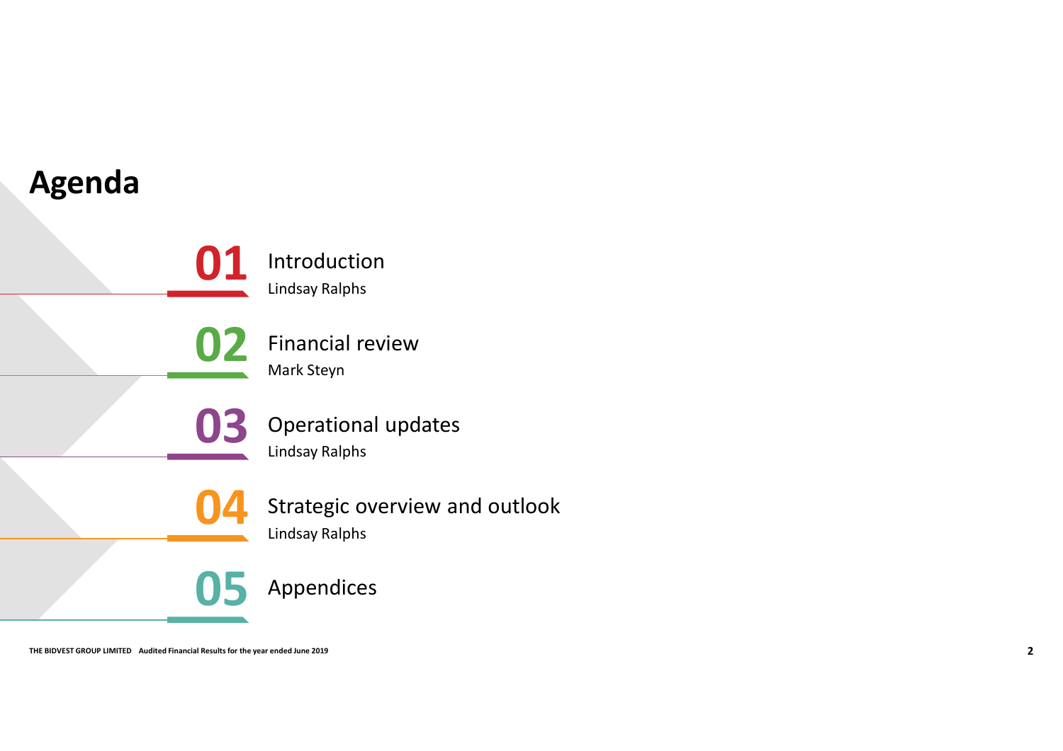# Agenda

**01** Introduction
Lindsay Ralphs

**02** Financial review
Mark Steyn

**03** Operational updates
Lindsay Ralphs

**04** Strategic overview and outlook
Lindsay Ralphs

**05** Appendices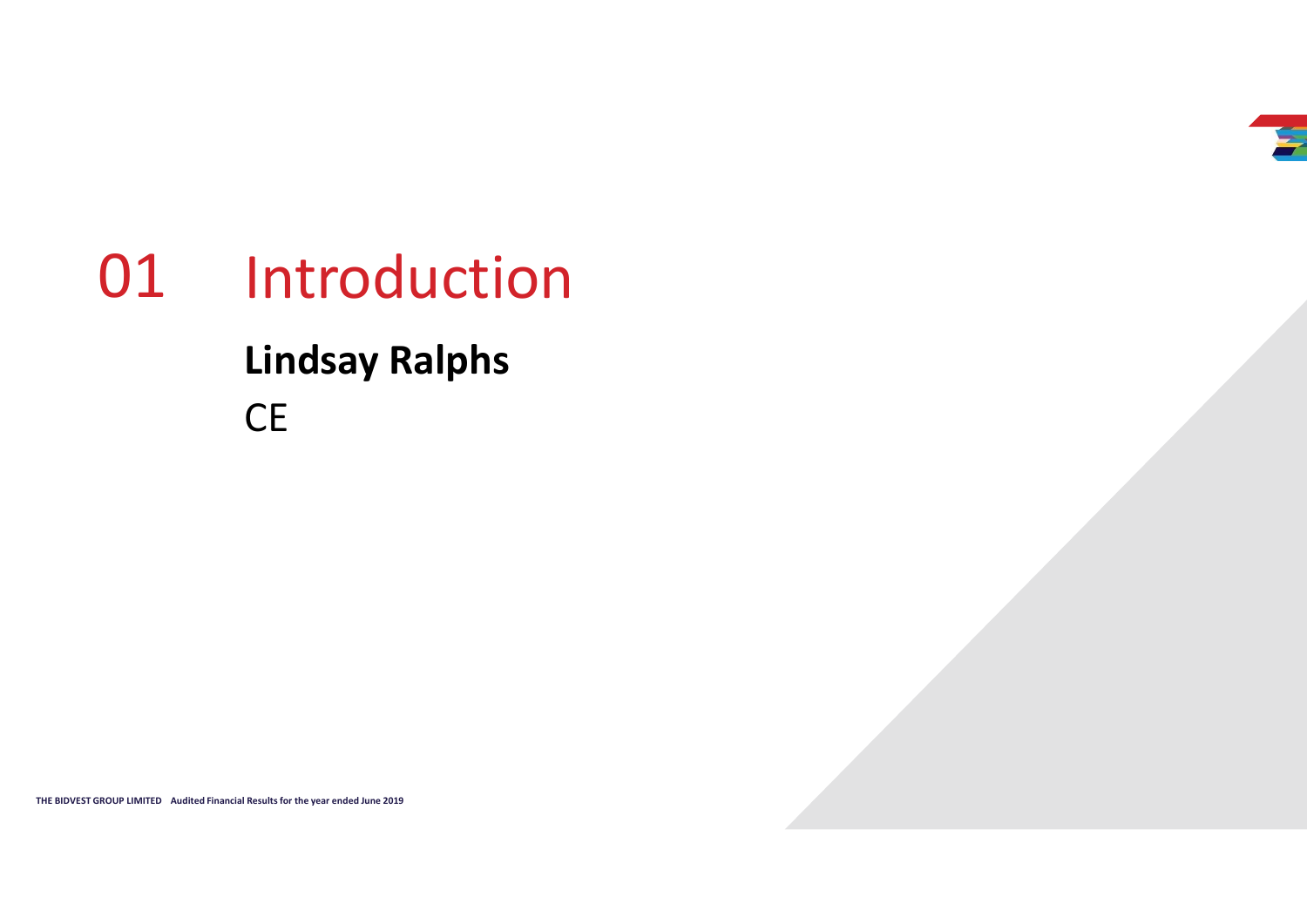# 01 Introduction

**Lindsay Ralphs**

CE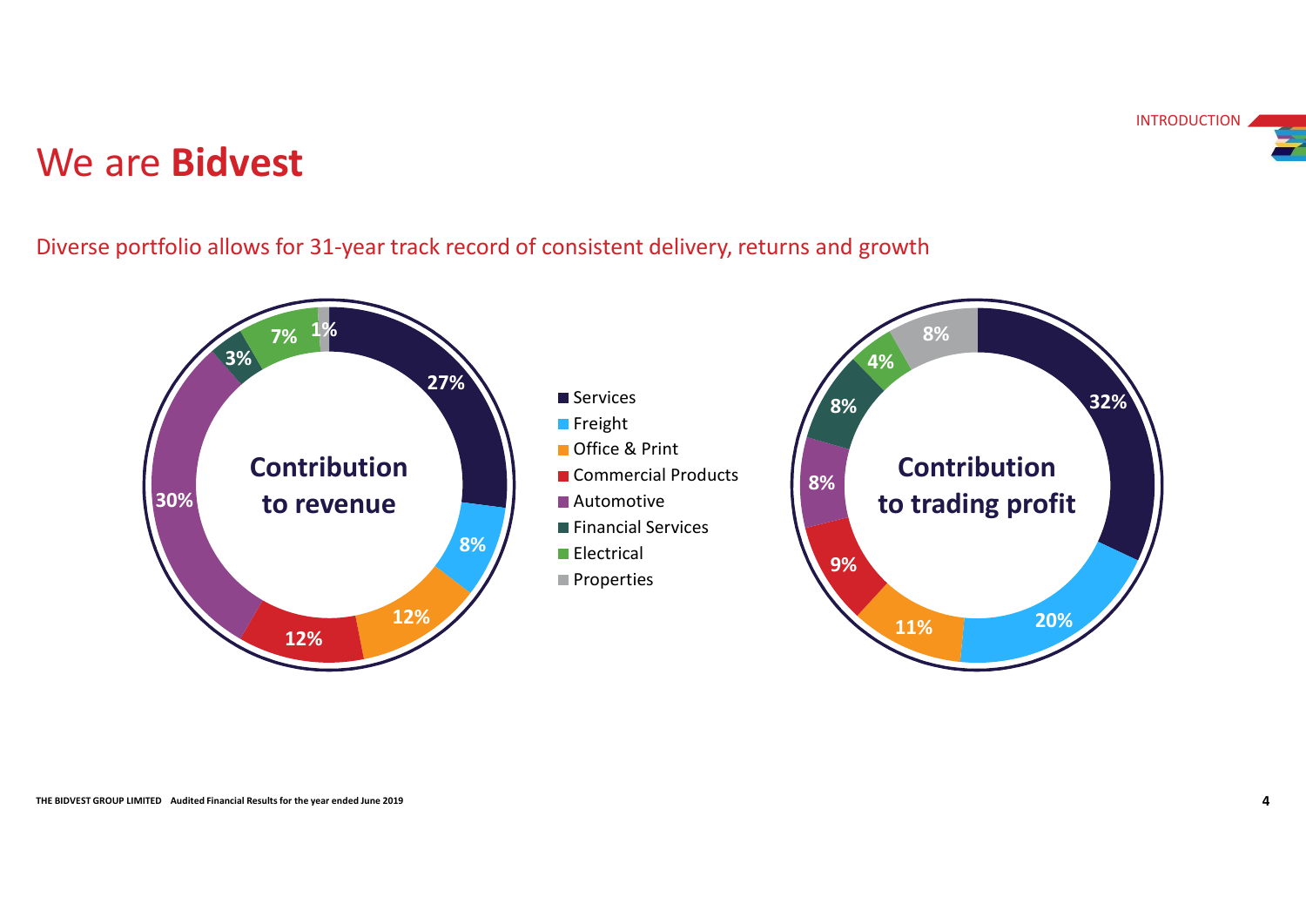# We are **Bidvest**

Diverse portfolio allows for 31-year track record of consistent delivery, returns and growth

| Segment | Contribution to revenue | Contribution to trading profit |
| --- | --- | --- |
| Services | 27% | 32% |
| Freight | 8% | 20% |
| Office & Print | 12% | 11% |
| Commercial Products | 12% | 9% |
| Automotive | 30% | 8% |
| Financial Services | 3% | 8% |
| Electrical | 7% | 4% |
| Properties | 1% | 8% |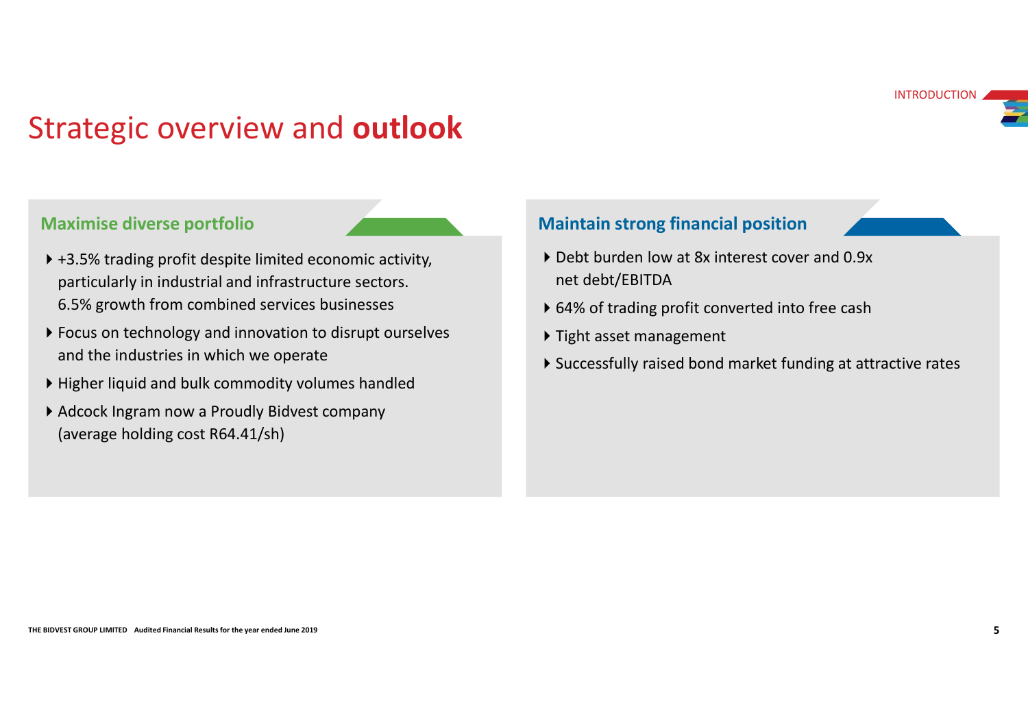# Strategic overview and **outlook**

## Maximise diverse portfolio

- +3.5% trading profit despite limited economic activity, particularly in industrial and infrastructure sectors. 6.5% growth from combined services businesses
- Focus on technology and innovation to disrupt ourselves and the industries in which we operate
- Higher liquid and bulk commodity volumes handled
- Adcock Ingram now a Proudly Bidvest company (average holding cost R64.41/sh)

## Maintain strong financial position

- Debt burden low at 8x interest cover and 0.9x net debt/EBITDA
- 64% of trading profit converted into free cash
- Tight asset management
- Successfully raised bond market funding at attractive rates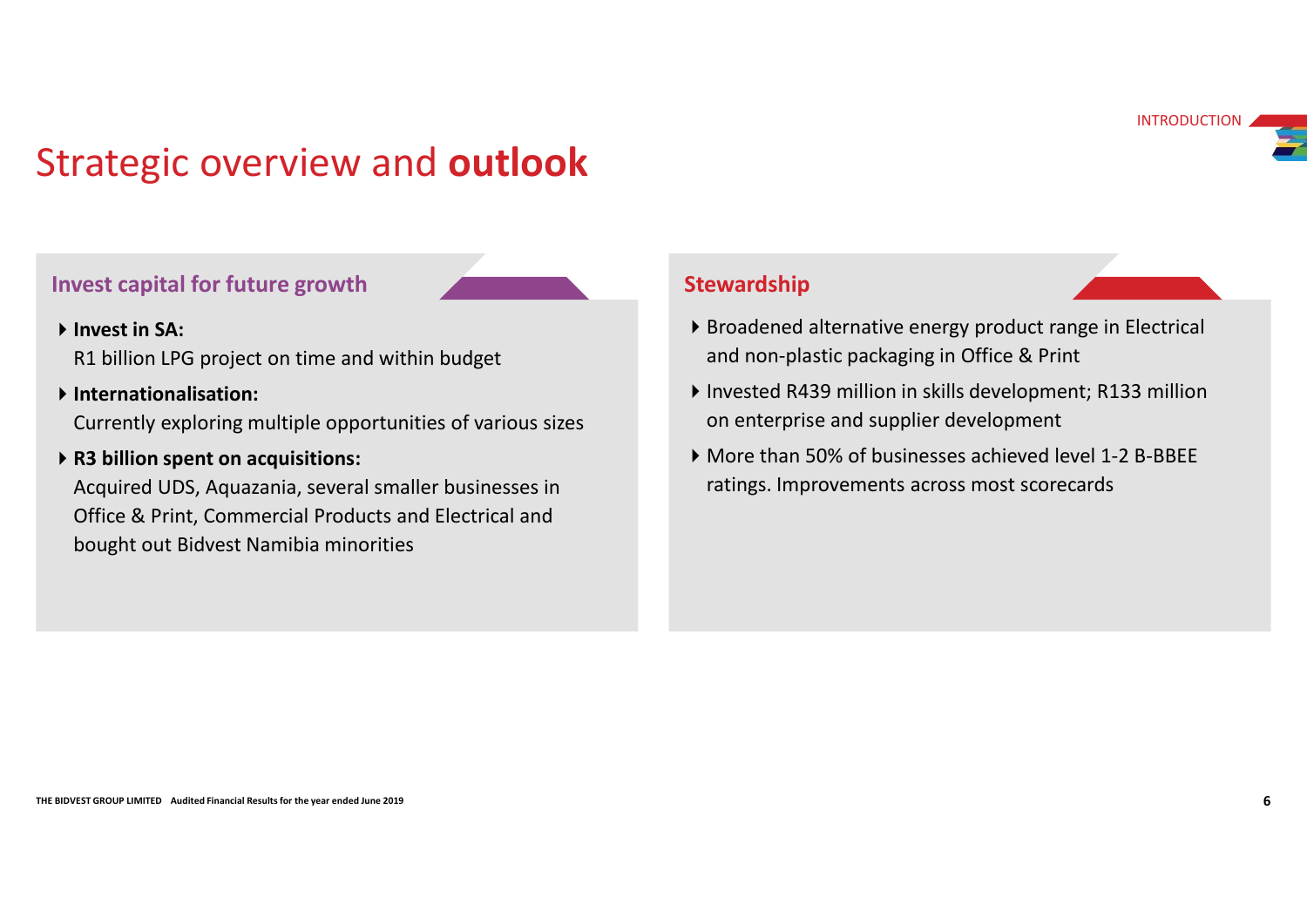# Strategic overview and **outlook**

## Invest capital for future growth

- **Invest in SA:**
  R1 billion LPG project on time and within budget
- **Internationalisation:**
  Currently exploring multiple opportunities of various sizes
- **R3 billion spent on acquisitions:**
  Acquired UDS, Aquazania, several smaller businesses in Office & Print, Commercial Products and Electrical and bought out Bidvest Namibia minorities

## Stewardship

- Broadened alternative energy product range in Electrical and non-plastic packaging in Office & Print
- Invested R439 million in skills development; R133 million on enterprise and supplier development
- More than 50% of businesses achieved level 1-2 B-BBEE ratings. Improvements across most scorecards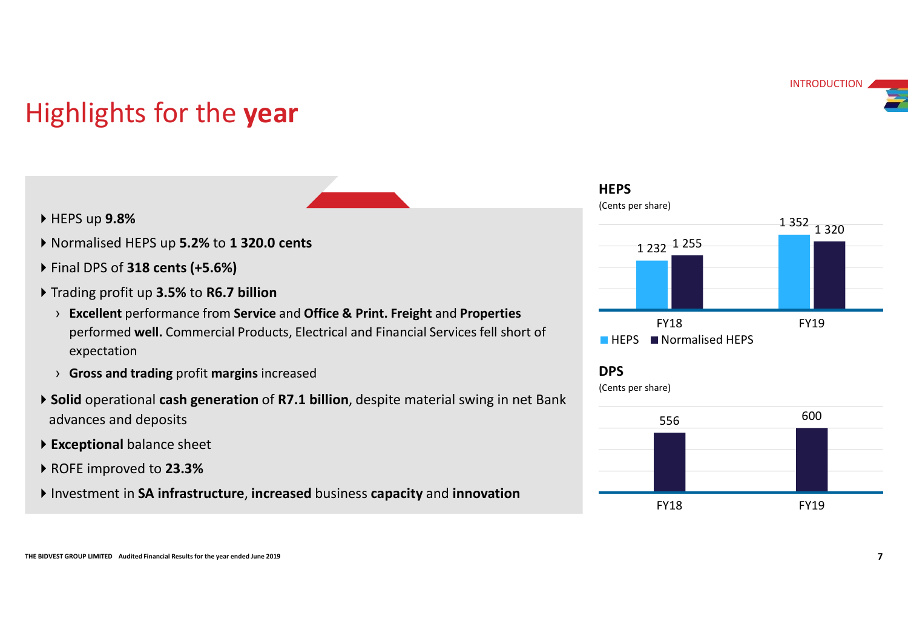# Highlights for the **year**

- HEPS up **9.8%**
- Normalised HEPS up **5.2%** to **1 320.0 cents**
- Final DPS of **318 cents (+5.6%)**
- Trading profit up **3.5%** to **R6.7 billion**
  - **Excellent** performance from **Service** and **Office & Print. Freight** and **Properties** performed **well.** Commercial Products, Electrical and Financial Services fell short of expectation
  - **Gross and trading** profit **margins** increased
- **Solid** operational **cash generation** of **R7.1 billion**, despite material swing in net Bank advances and deposits
- **Exceptional** balance sheet
- ROFE improved to **23.3%**
- Investment in **SA infrastructure**, **increased** business **capacity** and **innovation**

**HEPS**

(Cents per share)

| | HEPS | Normalised HEPS |
|---|---|---|
| FY18 | 1 232 | 1 255 |
| FY19 | 1 352 | 1 320 |

**DPS**

(Cents per share)

| | DPS |
|---|---|
| FY18 | 556 |
| FY19 | 600 |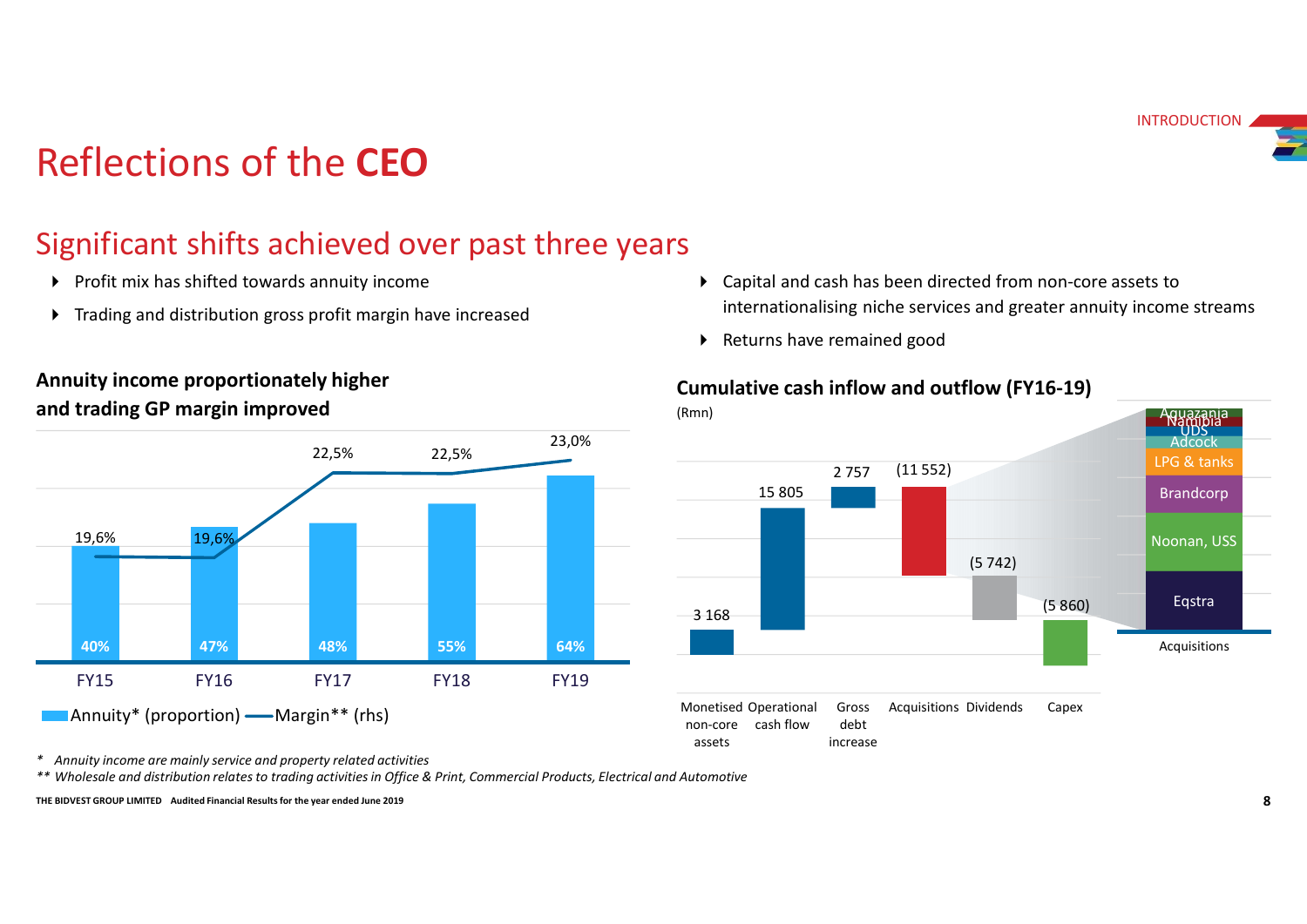# Reflections of the **CEO**

## Significant shifts achieved over past three years

- Profit mix has shifted towards annuity income
- Trading and distribution gross profit margin have increased
- Capital and cash has been directed from non-core assets to internationalising niche services and greater annuity income streams
- Returns have remained good

### Annuity income proportionately higher and trading GP margin improved

| | FY15 | FY16 | FY17 | FY18 | FY19 |
|---|---|---|---|---|---|
| Annuity* (proportion) | 40% | 47% | 48% | 55% | 64% |
| Margin** (rhs) | 19,6% | 19,6% | 22,5% | 22,5% | 23,0% |

### Cumulative cash inflow and outflow (FY16-19)

(Rmn)

| Monetised non-core assets | Operational cash flow | Gross debt increase | Acquisitions | Dividends | Capex |
|---|---|---|---|---|---|
| 3 168 | 15 805 | 2 757 | (11 552) | (5 742) | (5 860) |

Acquisitions: Aquazania, Namibia, UDS, Adcock, LPG & tanks, Brandcorp, Noonan, USS, Eqstra

*Annuity income are mainly service and property related activities*

*\*\* Wholesale and distribution relates to trading activities in Office & Print, Commercial Products, Electrical and Automotive*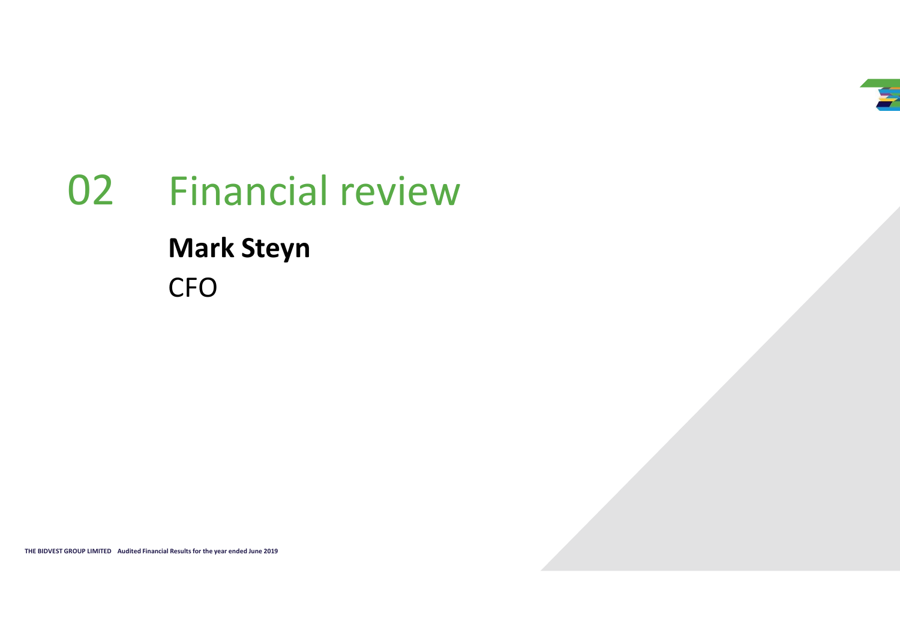# 02 Financial review

**Mark Steyn**

CFO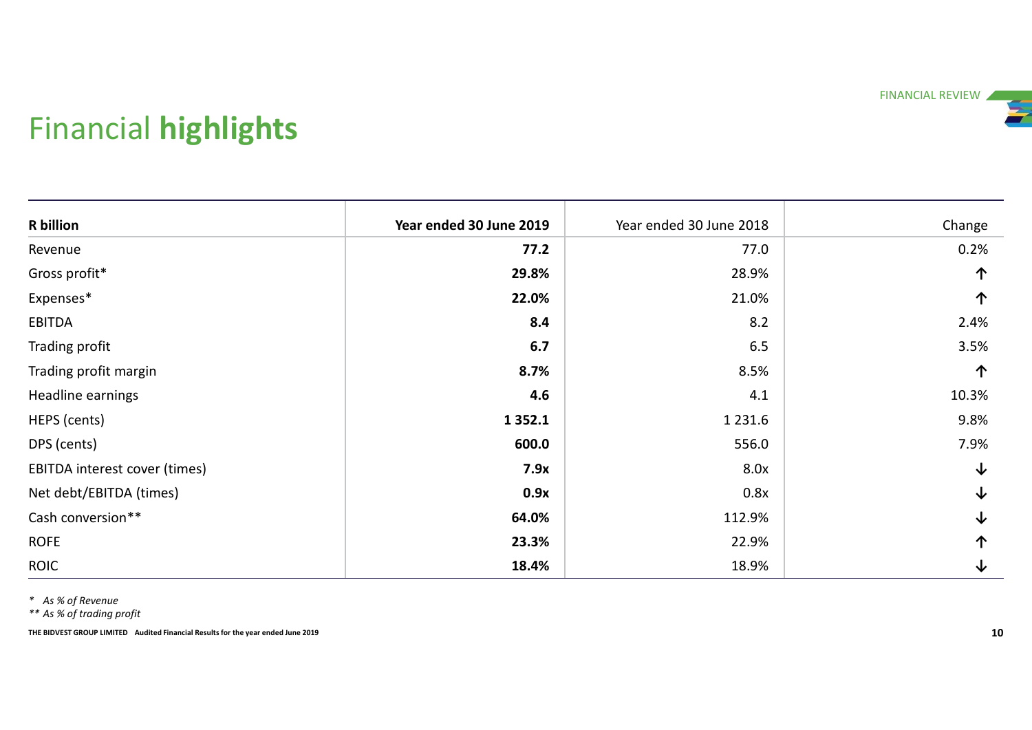# Financial **highlights**

| **R billion** | **Year ended 30 June 2019** | Year ended 30 June 2018 | Change |
|---|---|---|---|
| Revenue | **77.2** | 77.0 | 0.2% |
| Gross profit* | **29.8%** | 28.9% | ↑ |
| Expenses* | **22.0%** | 21.0% | ↑ |
| EBITDA | **8.4** | 8.2 | 2.4% |
| Trading profit | **6.7** | 6.5 | 3.5% |
| Trading profit margin | **8.7%** | 8.5% | ↑ |
| Headline earnings | **4.6** | 4.1 | 10.3% |
| HEPS (cents) | **1 352.1** | 1 231.6 | 9.8% |
| DPS (cents) | **600.0** | 556.0 | 7.9% |
| EBITDA interest cover (times) | **7.9x** | 8.0x | ↓ |
| Net debt/EBITDA (times) | **0.9x** | 0.8x | ↓ |
| Cash conversion** | **64.0%** | 112.9% | ↓ |
| ROFE | **23.3%** | 22.9% | ↑ |
| ROIC | **18.4%** | 18.9% | ↓ |

*\* As % of Revenue*
*\*\* As % of trading profit*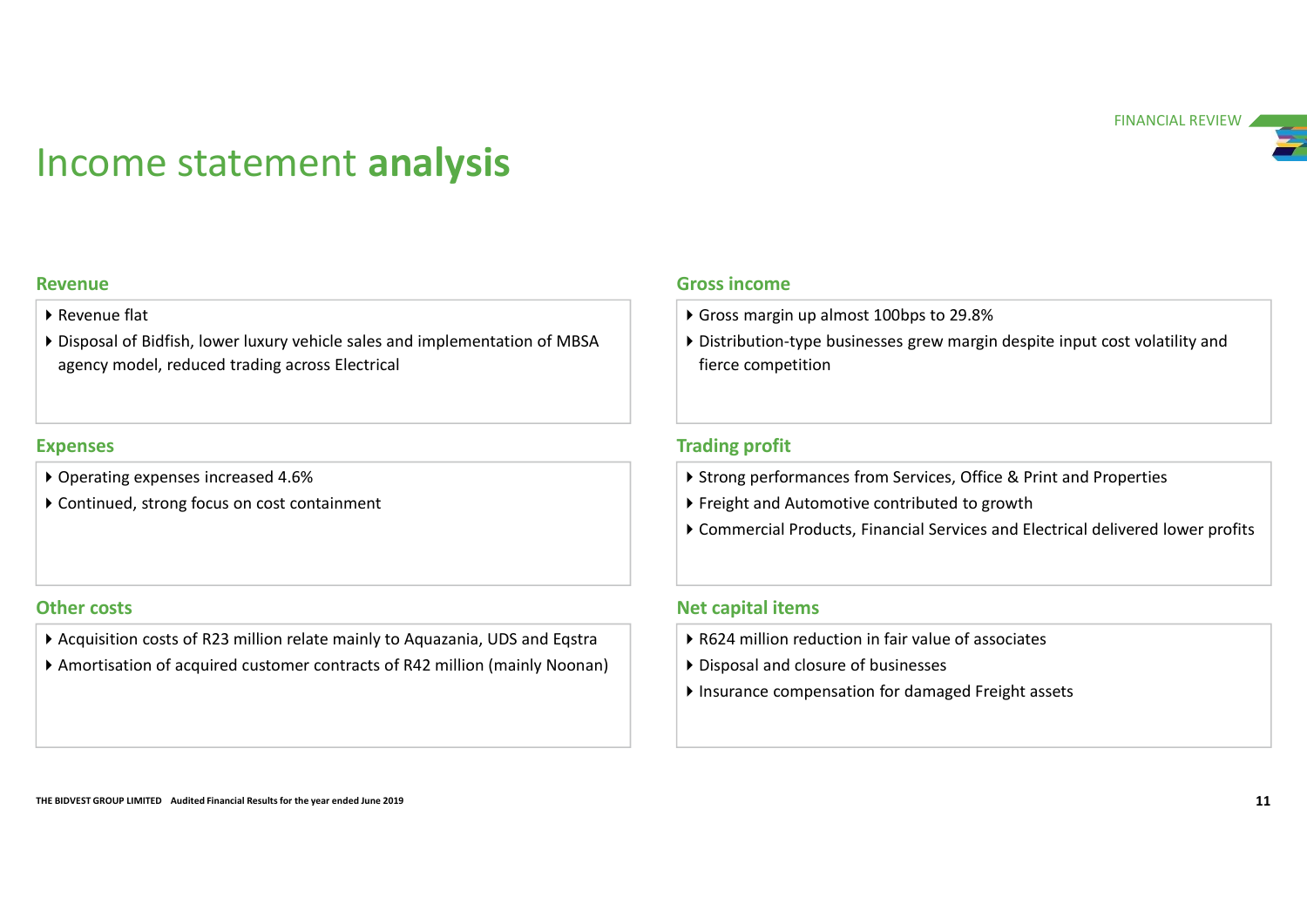# Income statement **analysis**

## Revenue

- Revenue flat
- Disposal of Bidfish, lower luxury vehicle sales and implementation of MBSA agency model, reduced trading across Electrical

## Gross income

- Gross margin up almost 100bps to 29.8%
- Distribution-type businesses grew margin despite input cost volatility and fierce competition

## Expenses

- Operating expenses increased 4.6%
- Continued, strong focus on cost containment

## Trading profit

- Strong performances from Services, Office & Print and Properties
- Freight and Automotive contributed to growth
- Commercial Products, Financial Services and Electrical delivered lower profits

## Other costs

- Acquisition costs of R23 million relate mainly to Aquazania, UDS and Eqstra
- Amortisation of acquired customer contracts of R42 million (mainly Noonan)

## Net capital items

- R624 million reduction in fair value of associates
- Disposal and closure of businesses
- Insurance compensation for damaged Freight assets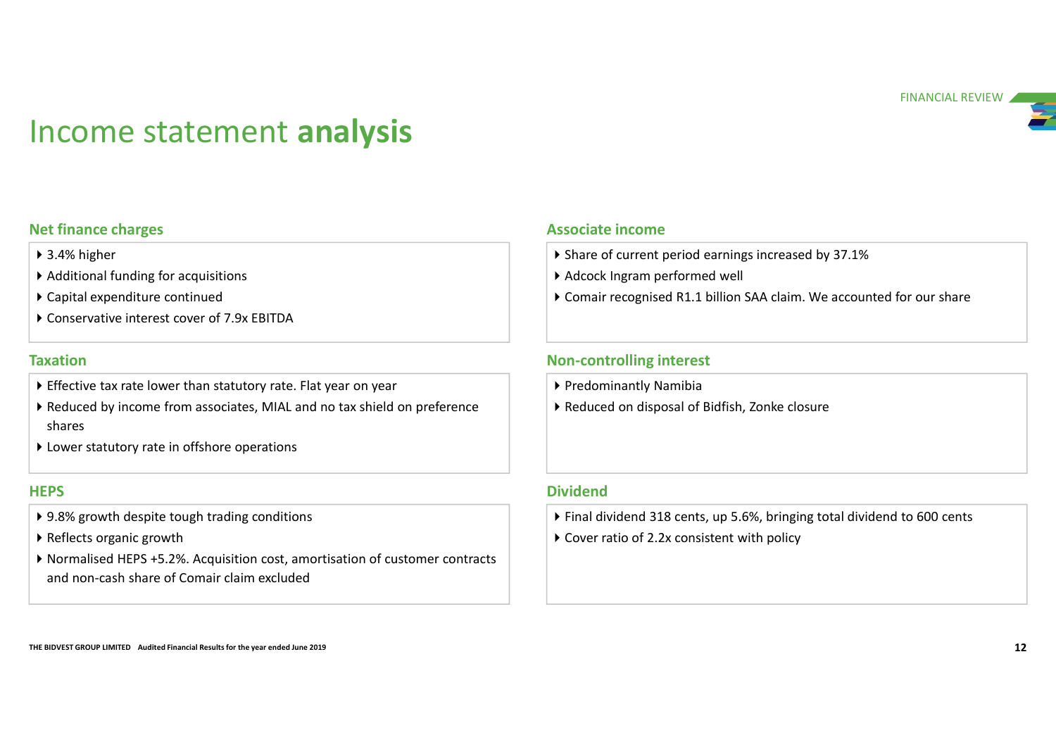# Income statement **analysis**

## Net finance charges

- 3.4% higher
- Additional funding for acquisitions
- Capital expenditure continued
- Conservative interest cover of 7.9x EBITDA

## Taxation

- Effective tax rate lower than statutory rate. Flat year on year
- Reduced by income from associates, MIAL and no tax shield on preference shares
- Lower statutory rate in offshore operations

## HEPS

- 9.8% growth despite tough trading conditions
- Reflects organic growth
- Normalised HEPS +5.2%. Acquisition cost, amortisation of customer contracts and non-cash share of Comair claim excluded

## Associate income

- Share of current period earnings increased by 37.1%
- Adcock Ingram performed well
- Comair recognised R1.1 billion SAA claim. We accounted for our share

## Non-controlling interest

- Predominantly Namibia
- Reduced on disposal of Bidfish, Zonke closure

## Dividend

- Final dividend 318 cents, up 5.6%, bringing total dividend to 600 cents
- Cover ratio of 2.2x consistent with policy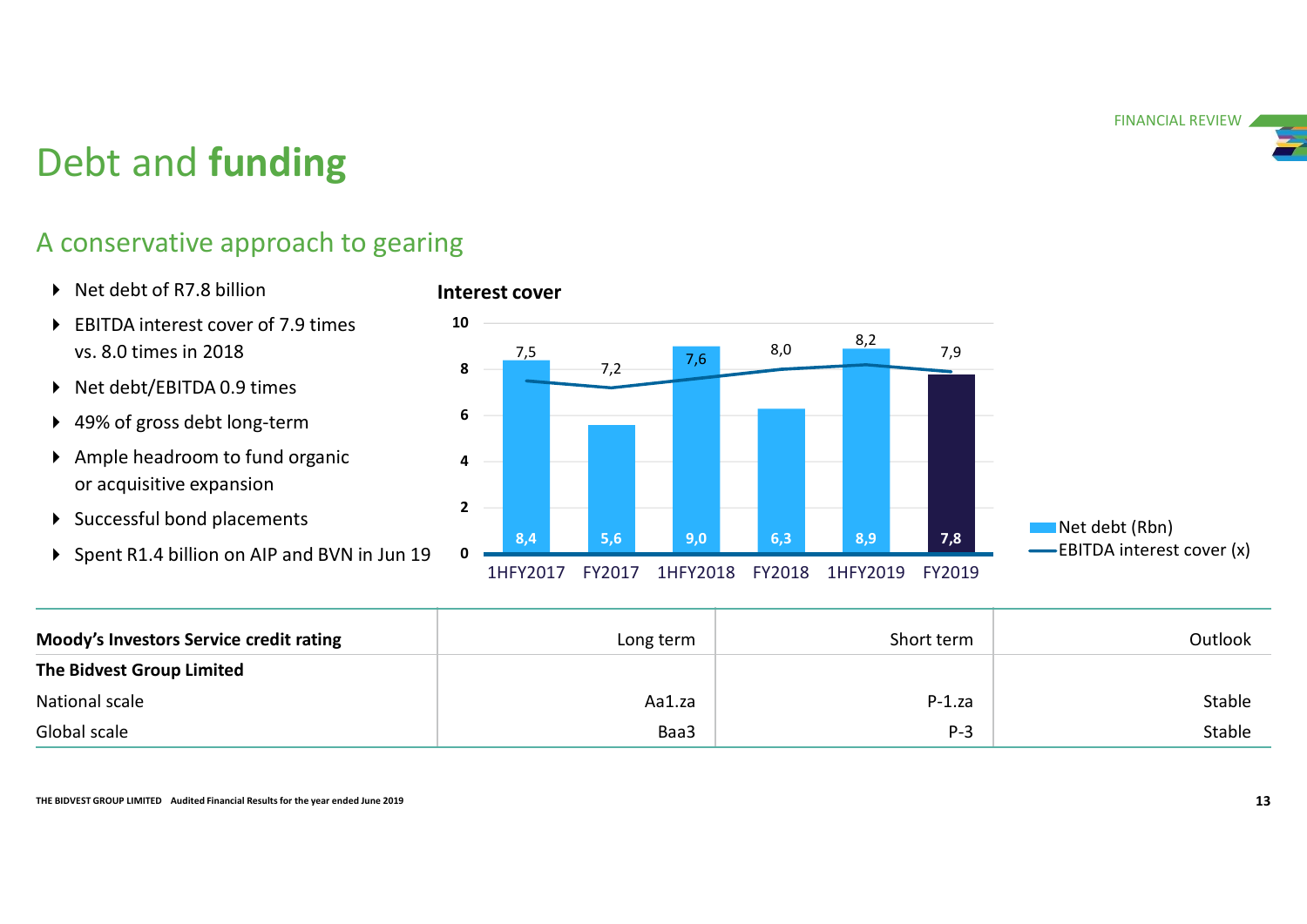# Debt and **funding**

## A conservative approach to gearing

- Net debt of R7.8 billion
- EBITDA interest cover of 7.9 times vs. 8.0 times in 2018
- Net debt/EBITDA 0.9 times
- 49% of gross debt long-term
- Ample headroom to fund organic or acquisitive expansion
- Successful bond placements
- Spent R1.4 billion on AIP and BVN in Jun 19

**Interest cover**

| | 1HFY2017 | FY2017 | 1HFY2018 | FY2018 | 1HFY2019 | FY2019 |
|---|---|---|---|---|---|---|
| Net debt (Rbn) | 8,4 | 5,6 | 9,0 | 6,3 | 8,9 | 7,8 |
| EBITDA interest cover (x) | 7,5 | 7,2 | 7,6 | 8,0 | 8,2 | 7,9 |

| **Moody's Investors Service credit rating** | Long term | Short term | Outlook |
|---|---|---|---|
| **The Bidvest Group Limited** | | | |
| National scale | Aa1.za | P-1.za | Stable |
| Global scale | Baa3 | P-3 | Stable |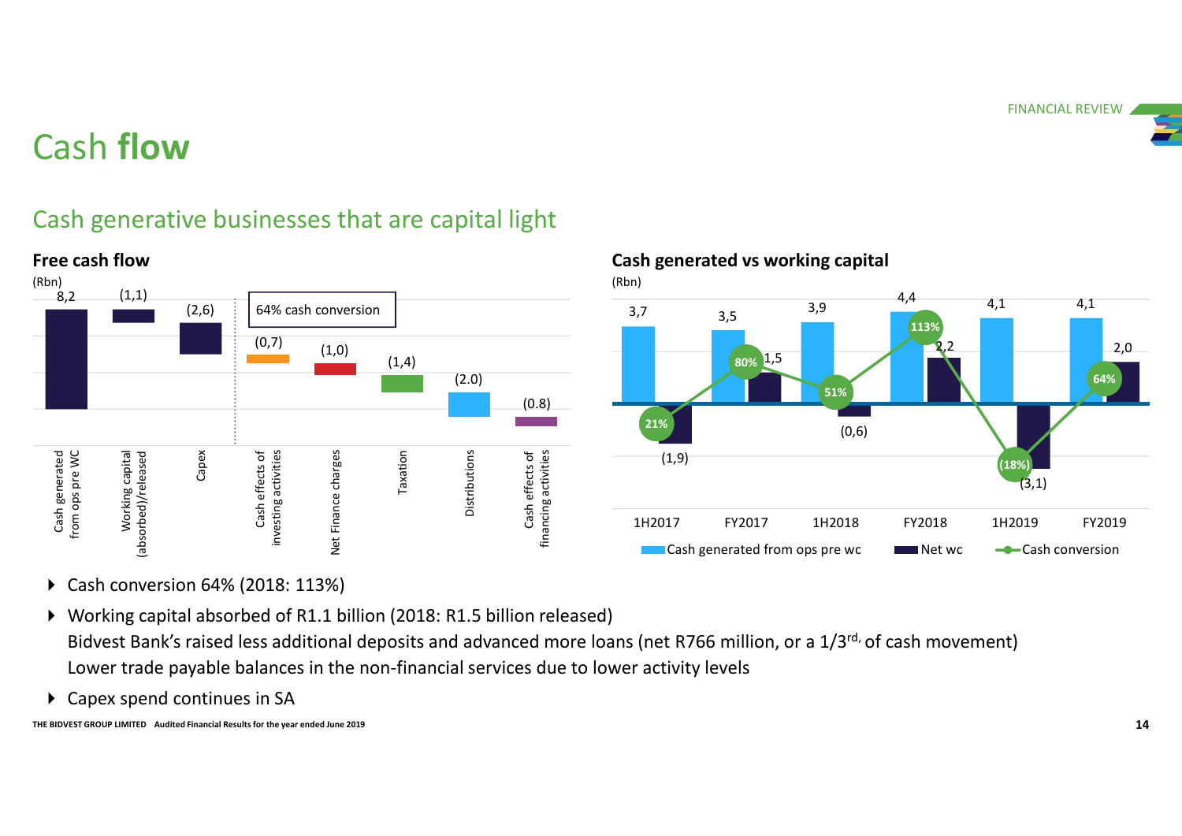# Cash **flow**

## Cash generative businesses that are capital light

### Free cash flow

(Rbn)

| Item | Rbn |
|---|---|
| Cash generated from ops pre WC | 8,2 |
| Working capital (absorbed)/released | (1,1) |
| Capex | (2,6) |
| Cash effects of investing activities | (0,7) |
| Net Finance charges | (1,0) |
| Taxation | (1,4) |
| Distributions | (2.0) |
| Cash effects of financing activities | (0.8) |

64% cash conversion

### Cash generated vs working capital

(Rbn)

| | 1H2017 | FY2017 | 1H2018 | FY2018 | 1H2019 | FY2019 |
|---|---|---|---|---|---|---|
| Cash generated from ops pre wc | 3,7 | 3,5 | 3,9 | 4,4 | 4,1 | 4,1 |
| Net wc | (1,9) | 1,5 | (0,6) | 2,2 | (3,1) | 2,0 |
| Cash conversion | 21% | 80% | 51% | 113% | (18%) | 64% |

- Cash conversion 64% (2018: 113%)
- Working capital absorbed of R1.1 billion (2018: R1.5 billion released)
  Bidvest Bank's raised less additional deposits and advanced more loans (net R766 million, or a 1/3rd, of cash movement)
  Lower trade payable balances in the non-financial services due to lower activity levels
- Capex spend continues in SA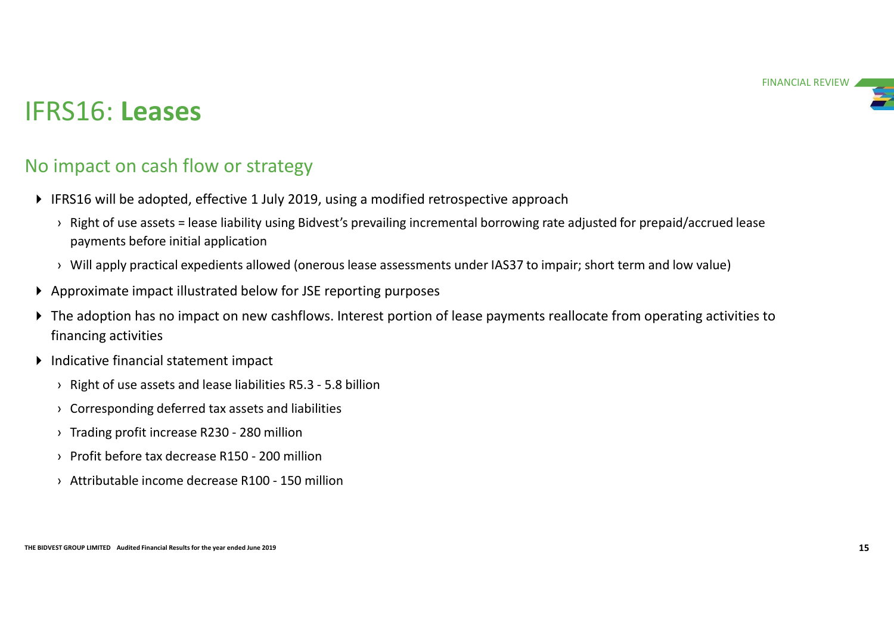# IFRS16: **Leases**

## No impact on cash flow or strategy

- IFRS16 will be adopted, effective 1 July 2019, using a modified retrospective approach
  - Right of use assets = lease liability using Bidvest's prevailing incremental borrowing rate adjusted for prepaid/accrued lease payments before initial application
  - Will apply practical expedients allowed (onerous lease assessments under IAS37 to impair; short term and low value)
- Approximate impact illustrated below for JSE reporting purposes
- The adoption has no impact on new cashflows. Interest portion of lease payments reallocate from operating activities to financing activities
- Indicative financial statement impact
  - Right of use assets and lease liabilities R5.3 - 5.8 billion
  - Corresponding deferred tax assets and liabilities
  - Trading profit increase R230 - 280 million
  - Profit before tax decrease R150 - 200 million
  - Attributable income decrease R100 - 150 million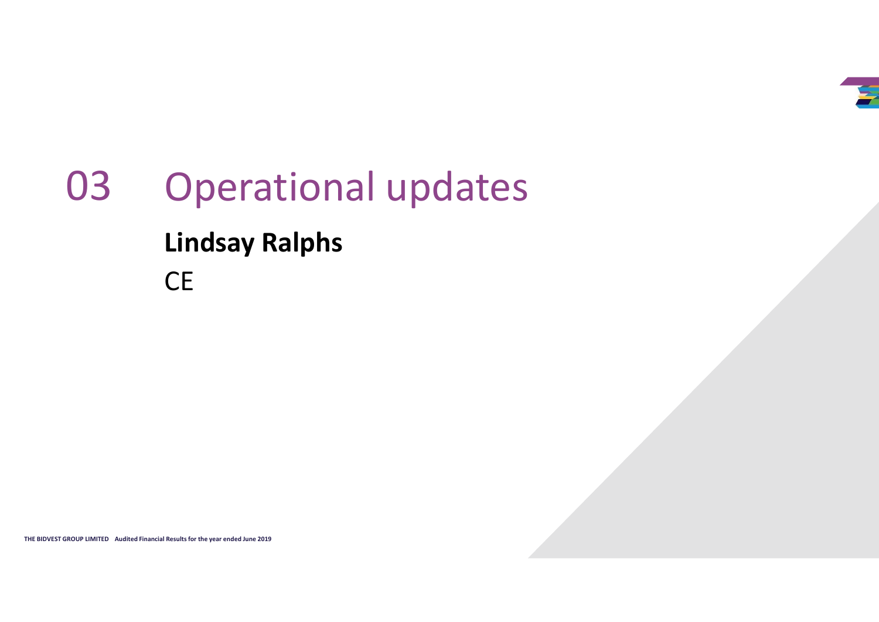# 03 Operational updates

**Lindsay Ralphs**

CE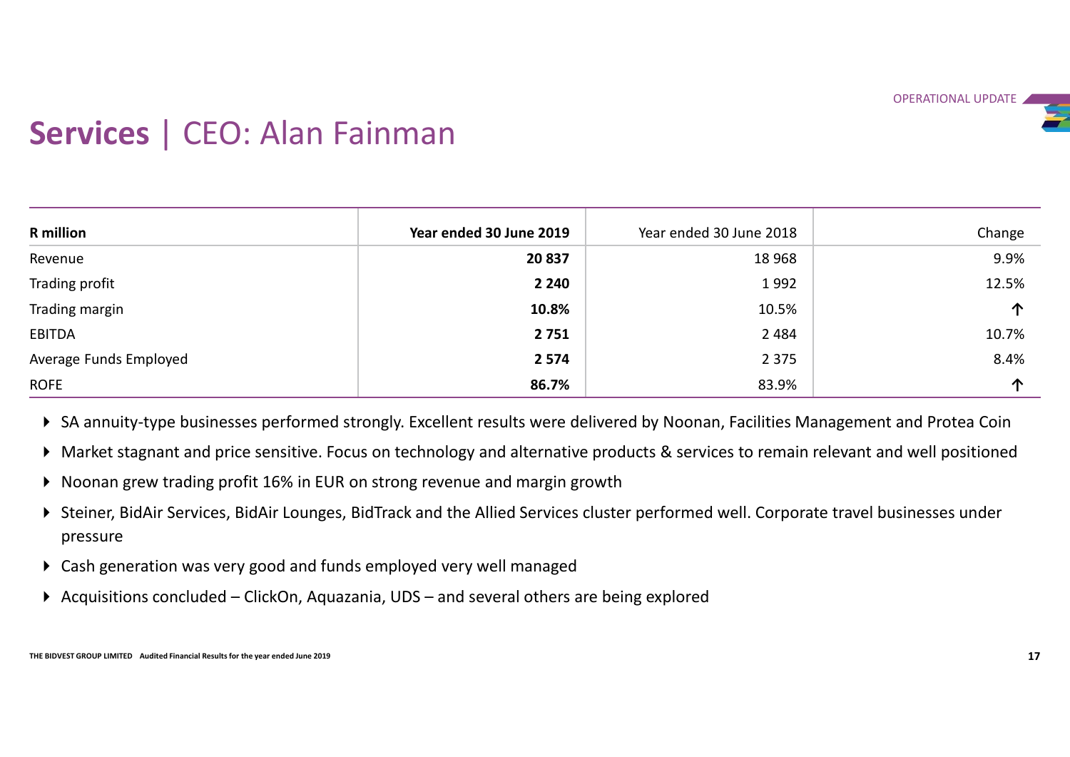OPERATIONAL UPDATE

# **Services** | CEO: Alan Fainman

| R million | Year ended 30 June 2019 | Year ended 30 June 2018 | Change |
|---|---|---|---|
| Revenue | **20 837** | 18 968 | 9.9% |
| Trading profit | **2 240** | 1 992 | 12.5% |
| Trading margin | **10.8%** | 10.5% | ↑ |
| EBITDA | **2 751** | 2 484 | 10.7% |
| Average Funds Employed | **2 574** | 2 375 | 8.4% |
| ROFE | **86.7%** | 83.9% | ↑ |

- SA annuity-type businesses performed strongly. Excellent results were delivered by Noonan, Facilities Management and Protea Coin
- Market stagnant and price sensitive. Focus on technology and alternative products & services to remain relevant and well positioned
- Noonan grew trading profit 16% in EUR on strong revenue and margin growth
- Steiner, BidAir Services, BidAir Lounges, BidTrack and the Allied Services cluster performed well. Corporate travel businesses under pressure
- Cash generation was very good and funds employed very well managed
- Acquisitions concluded – ClickOn, Aquazania, UDS – and several others are being explored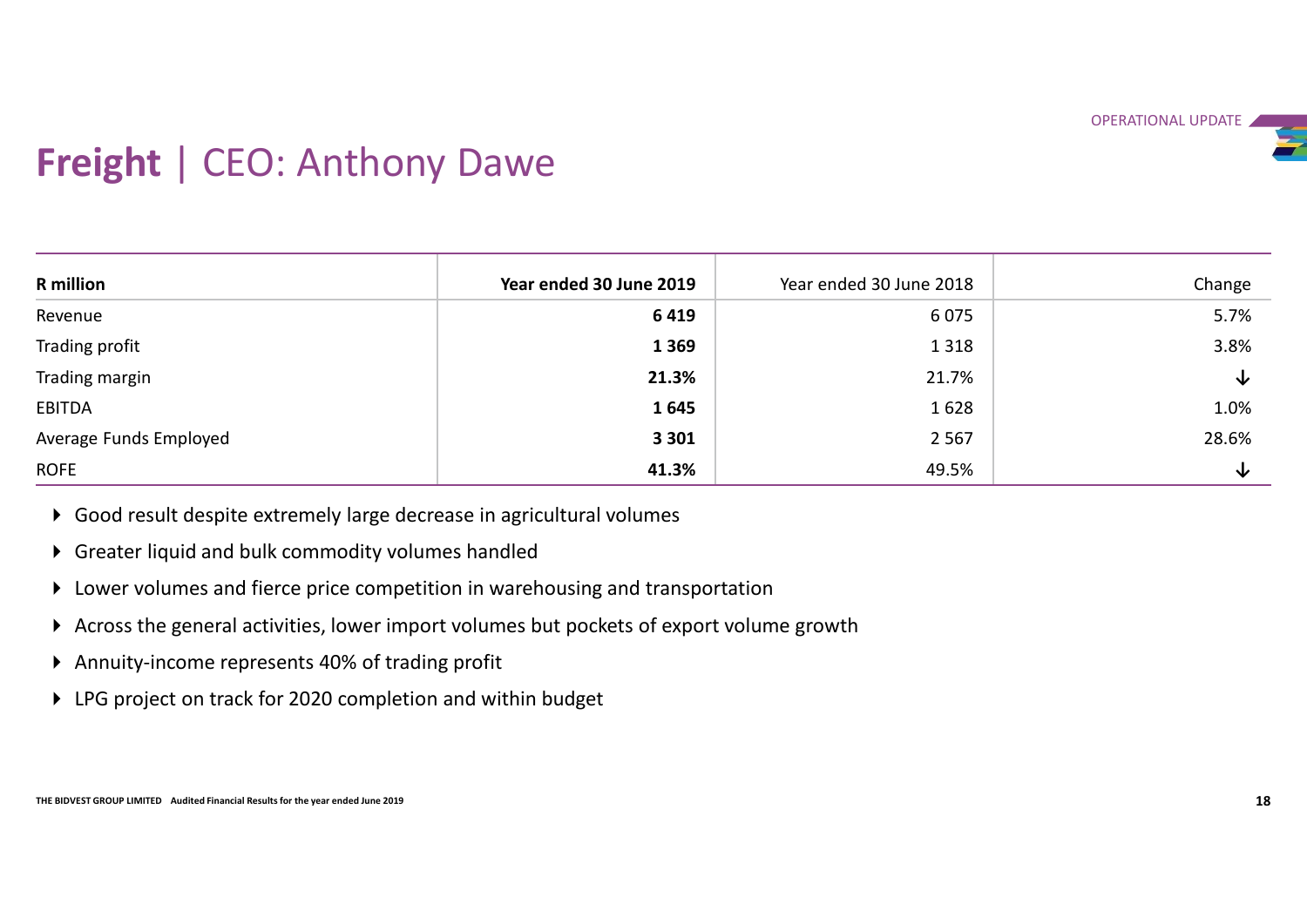# **Freight** | CEO: Anthony Dawe

| **R million** | **Year ended 30 June 2019** | Year ended 30 June 2018 | Change |
|---|---|---|---|
| Revenue | **6 419** | 6 075 | 5.7% |
| Trading profit | **1 369** | 1 318 | 3.8% |
| Trading margin | **21.3%** | 21.7% | ↓ |
| EBITDA | **1 645** | 1 628 | 1.0% |
| Average Funds Employed | **3 301** | 2 567 | 28.6% |
| ROFE | **41.3%** | 49.5% | ↓ |

- Good result despite extremely large decrease in agricultural volumes
- Greater liquid and bulk commodity volumes handled
- Lower volumes and fierce price competition in warehousing and transportation
- Across the general activities, lower import volumes but pockets of export volume growth
- Annuity-income represents 40% of trading profit
- LPG project on track for 2020 completion and within budget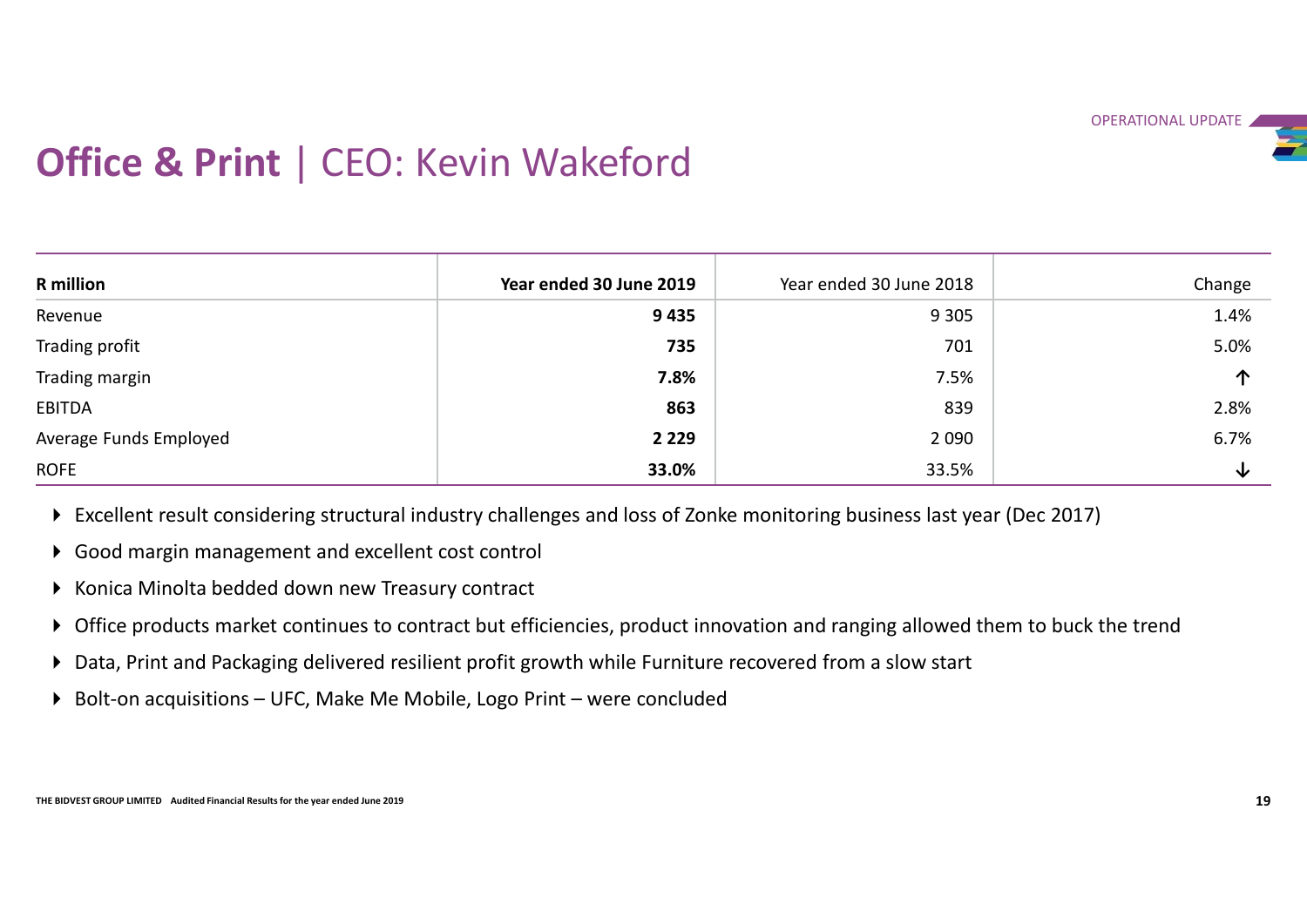# **Office & Print** | CEO: Kevin Wakeford

| **R million** | **Year ended 30 June 2019** | Year ended 30 June 2018 | Change |
|---|---|---|---|
| Revenue | **9 435** | 9 305 | 1.4% |
| Trading profit | **735** | 701 | 5.0% |
| Trading margin | **7.8%** | 7.5% | ↑ |
| EBITDA | **863** | 839 | 2.8% |
| Average Funds Employed | **2 229** | 2 090 | 6.7% |
| ROFE | **33.0%** | 33.5% | ↓ |

- Excellent result considering structural industry challenges and loss of Zonke monitoring business last year (Dec 2017)
- Good margin management and excellent cost control
- Konica Minolta bedded down new Treasury contract
- Office products market continues to contract but efficiencies, product innovation and ranging allowed them to buck the trend
- Data, Print and Packaging delivered resilient profit growth while Furniture recovered from a slow start
- Bolt-on acquisitions – UFC, Make Me Mobile, Logo Print – were concluded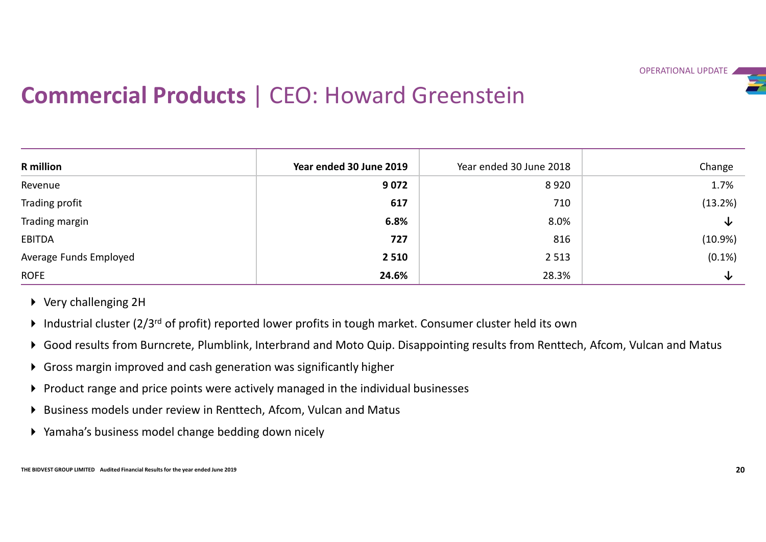# **Commercial Products** | CEO: Howard Greenstein

| R million | Year ended 30 June 2019 | Year ended 30 June 2018 | Change |
|---|---|---|---|
| Revenue | **9 072** | 8 920 | 1.7% |
| Trading profit | **617** | 710 | (13.2%) |
| Trading margin | **6.8%** | 8.0% | ↓ |
| EBITDA | **727** | 816 | (10.9%) |
| Average Funds Employed | **2 510** | 2 513 | (0.1%) |
| ROFE | **24.6%** | 28.3% | ↓ |

- Very challenging 2H
- Industrial cluster (2/3rd of profit) reported lower profits in tough market. Consumer cluster held its own
- Good results from Burncrete, Plumblink, Interbrand and Moto Quip. Disappointing results from Renttech, Afcom, Vulcan and Matus
- Gross margin improved and cash generation was significantly higher
- Product range and price points were actively managed in the individual businesses
- Business models under review in Renttech, Afcom, Vulcan and Matus
- Yamaha's business model change bedding down nicely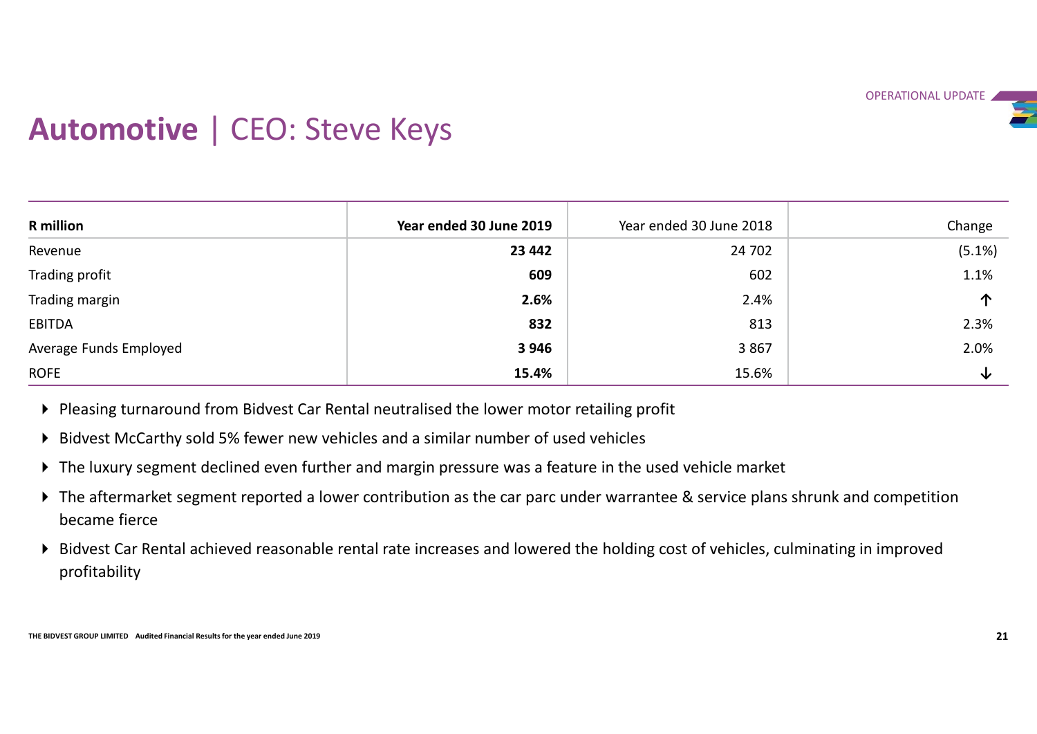# **Automotive** | CEO: Steve Keys

| R million | Year ended 30 June 2019 | Year ended 30 June 2018 | Change |
|---|---|---|---|
| Revenue | **23 442** | 24 702 | (5.1%) |
| Trading profit | **609** | 602 | 1.1% |
| Trading margin | **2.6%** | 2.4% | ↑ |
| EBITDA | **832** | 813 | 2.3% |
| Average Funds Employed | **3 946** | 3 867 | 2.0% |
| ROFE | **15.4%** | 15.6% | ↓ |

- Pleasing turnaround from Bidvest Car Rental neutralised the lower motor retailing profit
- Bidvest McCarthy sold 5% fewer new vehicles and a similar number of used vehicles
- The luxury segment declined even further and margin pressure was a feature in the used vehicle market
- The aftermarket segment reported a lower contribution as the car parc under warrantee & service plans shrunk and competition became fierce
- Bidvest Car Rental achieved reasonable rental rate increases and lowered the holding cost of vehicles, culminating in improved profitability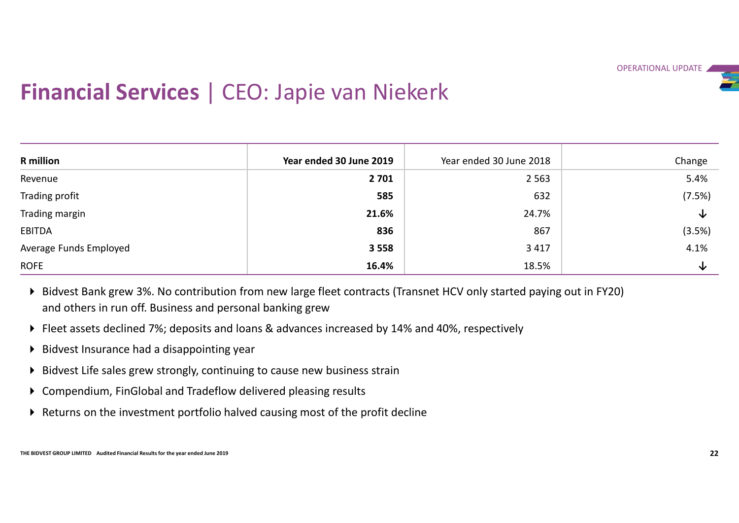# **Financial Services** | CEO: Japie van Niekerk

| **R million** | **Year ended 30 June 2019** | Year ended 30 June 2018 | Change |
|---|---|---|---|
| Revenue | **2 701** | 2 563 | 5.4% |
| Trading profit | **585** | 632 | (7.5%) |
| Trading margin | **21.6%** | 24.7% | ↓ |
| EBITDA | **836** | 867 | (3.5%) |
| Average Funds Employed | **3 558** | 3 417 | 4.1% |
| ROFE | **16.4%** | 18.5% | ↓ |

- Bidvest Bank grew 3%. No contribution from new large fleet contracts (Transnet HCV only started paying out in FY20) and others in run off. Business and personal banking grew
- Fleet assets declined 7%; deposits and loans & advances increased by 14% and 40%, respectively
- Bidvest Insurance had a disappointing year
- Bidvest Life sales grew strongly, continuing to cause new business strain
- Compendium, FinGlobal and Tradeflow delivered pleasing results
- Returns on the investment portfolio halved causing most of the profit decline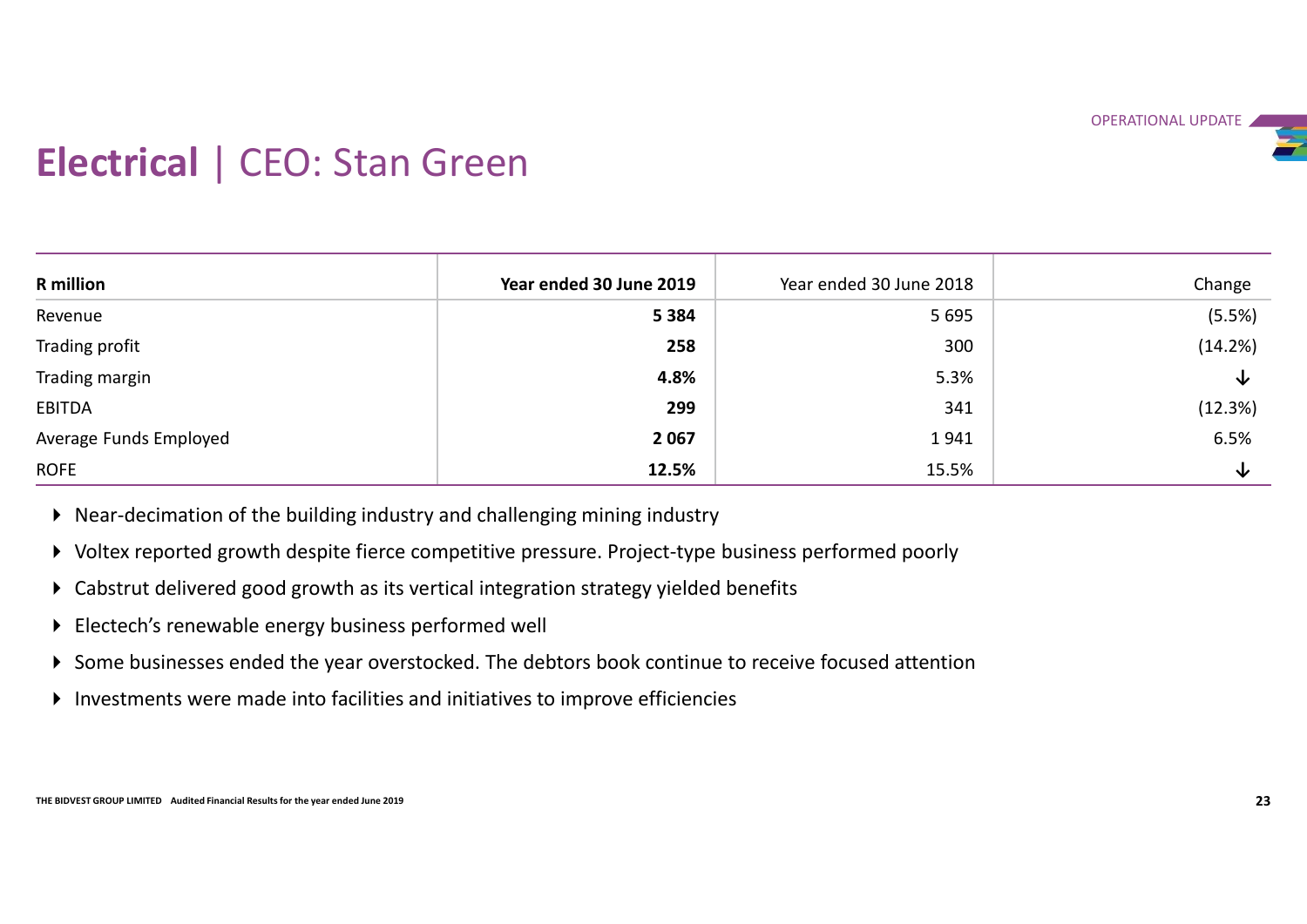# Electrical | CEO: Stan Green

| R million | Year ended 30 June 2019 | Year ended 30 June 2018 | Change |
|---|---|---|---|
| Revenue | **5 384** | 5 695 | (5.5%) |
| Trading profit | **258** | 300 | (14.2%) |
| Trading margin | **4.8%** | 5.3% | ↓ |
| EBITDA | **299** | 341 | (12.3%) |
| Average Funds Employed | **2 067** | 1 941 | 6.5% |
| ROFE | **12.5%** | 15.5% | ↓ |

- Near-decimation of the building industry and challenging mining industry
- Voltex reported growth despite fierce competitive pressure. Project-type business performed poorly
- Cabstrut delivered good growth as its vertical integration strategy yielded benefits
- Electech's renewable energy business performed well
- Some businesses ended the year overstocked. The debtors book continue to receive focused attention
- Investments were made into facilities and initiatives to improve efficiencies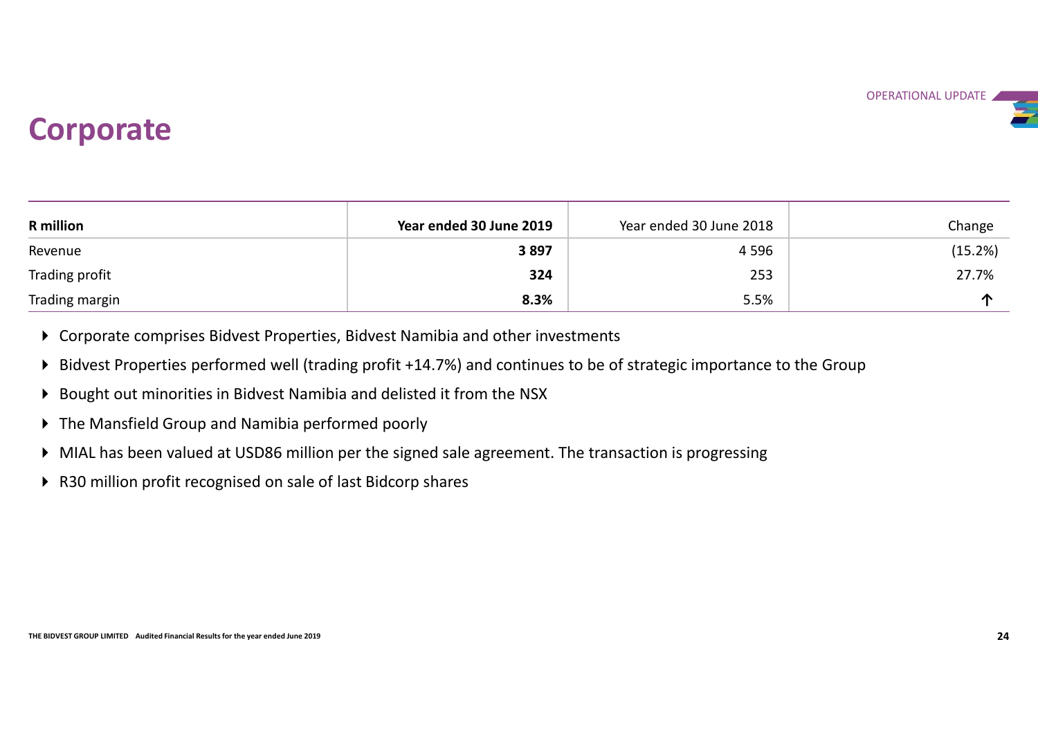# Corporate

| R million | Year ended 30 June 2019 | Year ended 30 June 2018 | Change |
|---|---|---|---|
| Revenue | **3 897** | 4 596 | (15.2%) |
| Trading profit | **324** | 253 | 27.7% |
| Trading margin | **8.3%** | 5.5% | ↑ |

- Corporate comprises Bidvest Properties, Bidvest Namibia and other investments
- Bidvest Properties performed well (trading profit +14.7%) and continues to be of strategic importance to the Group
- Bought out minorities in Bidvest Namibia and delisted it from the NSX
- The Mansfield Group and Namibia performed poorly
- MIAL has been valued at USD86 million per the signed sale agreement. The transaction is progressing
- R30 million profit recognised on sale of last Bidcorp shares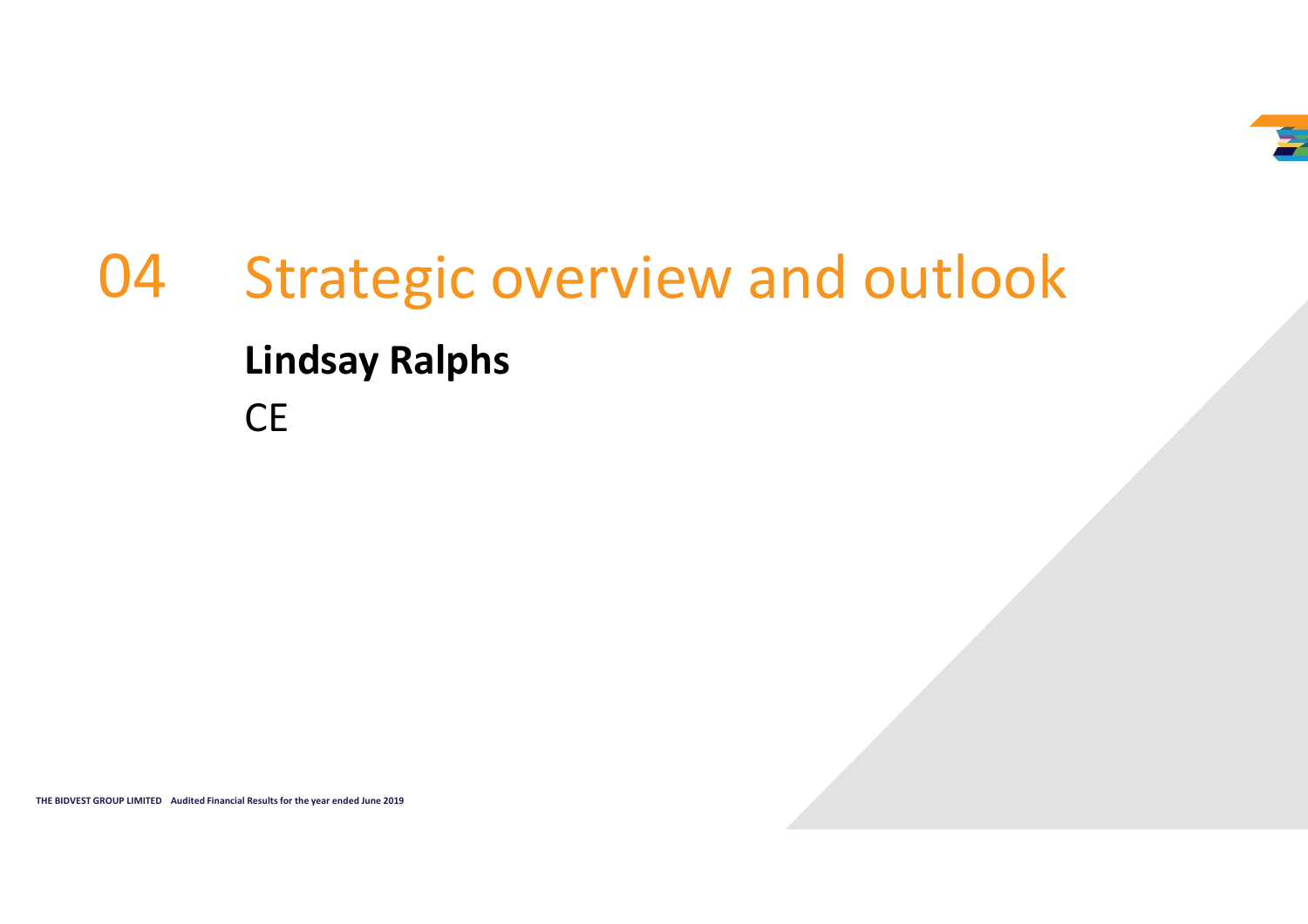# 04 Strategic overview and outlook

**Lindsay Ralphs**

CE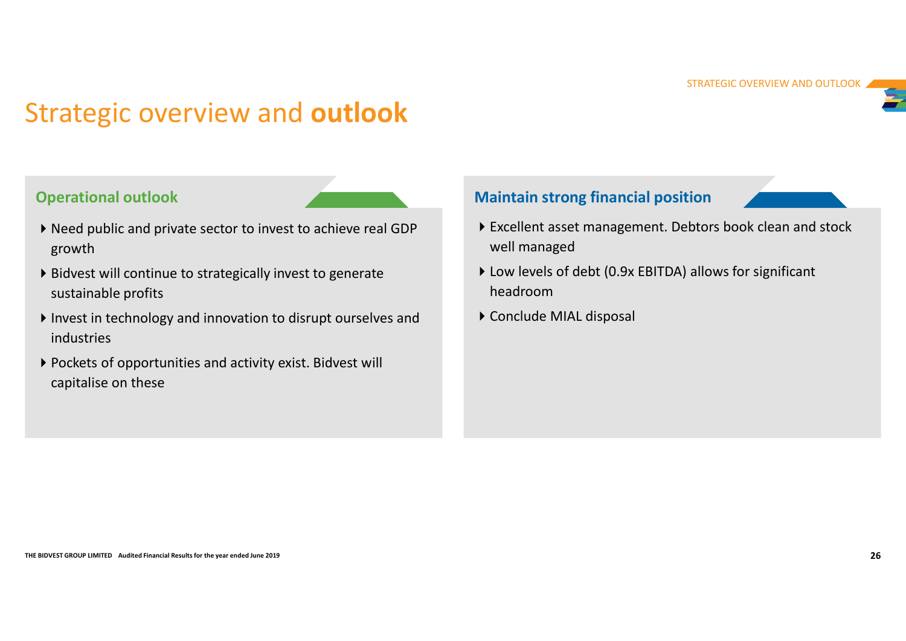# Strategic overview and **outlook**

## Operational outlook

- Need public and private sector to invest to achieve real GDP growth
- Bidvest will continue to strategically invest to generate sustainable profits
- Invest in technology and innovation to disrupt ourselves and industries
- Pockets of opportunities and activity exist. Bidvest will capitalise on these

## Maintain strong financial position

- Excellent asset management. Debtors book clean and stock well managed
- Low levels of debt (0.9x EBITDA) allows for significant headroom
- Conclude MIAL disposal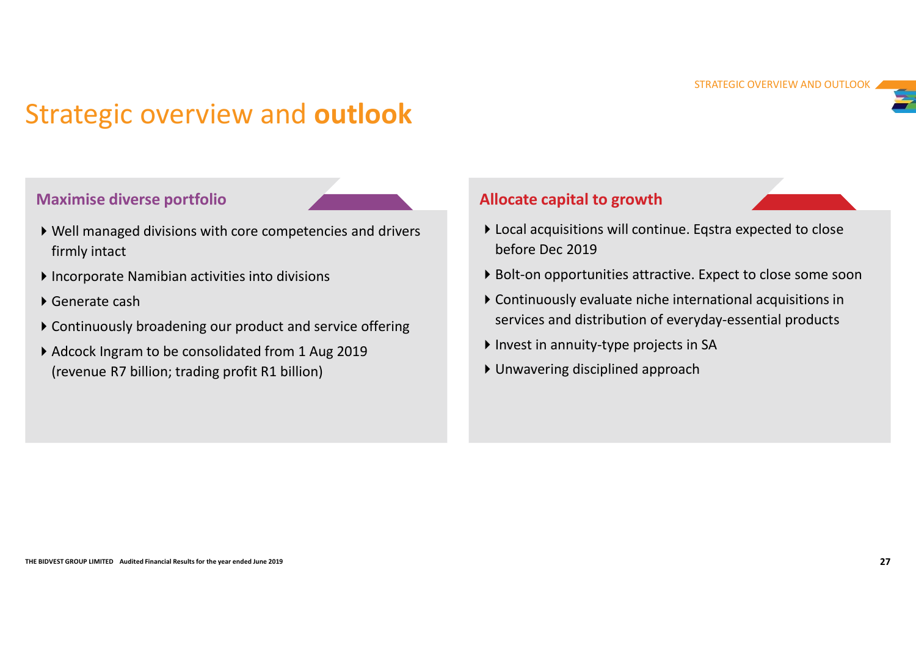# Strategic overview and **outlook**

## Maximise diverse portfolio

- Well managed divisions with core competencies and drivers firmly intact
- Incorporate Namibian activities into divisions
- Generate cash
- Continuously broadening our product and service offering
- Adcock Ingram to be consolidated from 1 Aug 2019 (revenue R7 billion; trading profit R1 billion)

## Allocate capital to growth

- Local acquisitions will continue. Eqstra expected to close before Dec 2019
- Bolt-on opportunities attractive. Expect to close some soon
- Continuously evaluate niche international acquisitions in services and distribution of everyday-essential products
- Invest in annuity-type projects in SA
- Unwavering disciplined approach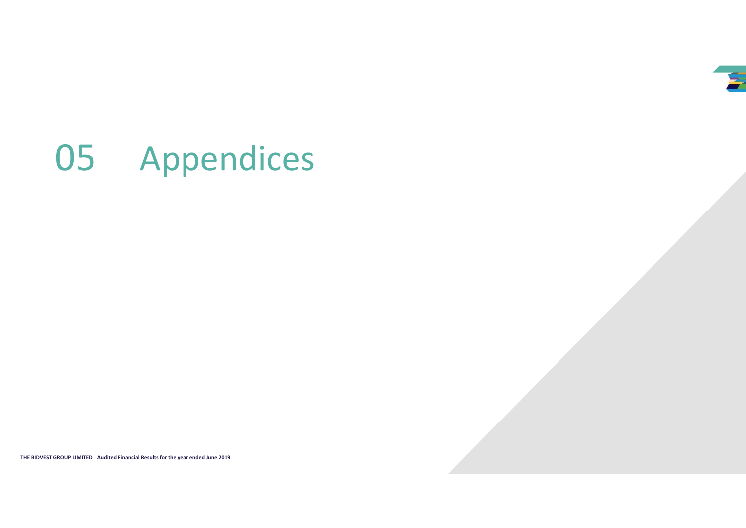# 05 Appendices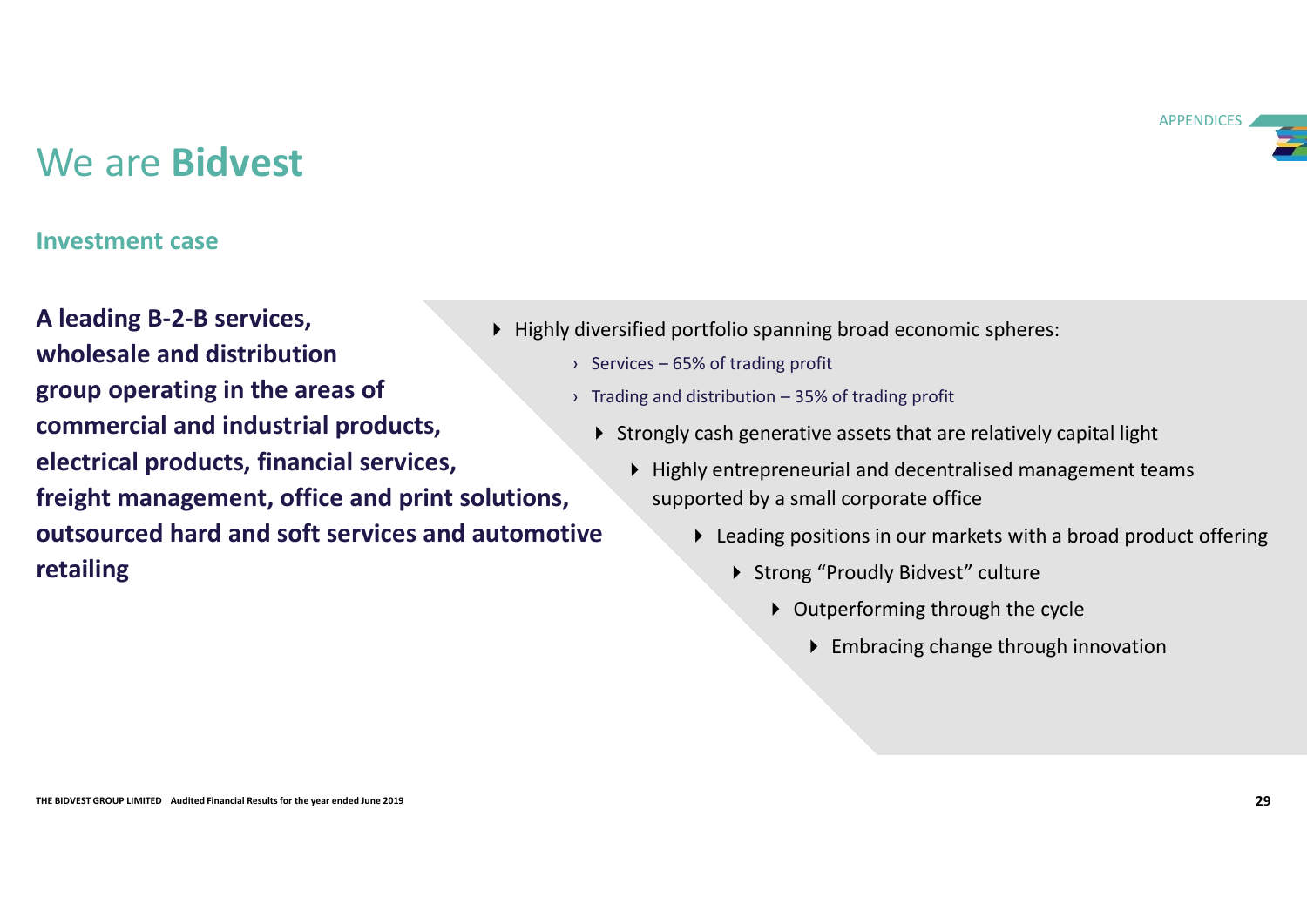# We are **Bidvest**

## Investment case

**A leading B-2-B services, wholesale and distribution group operating in the areas of commercial and industrial products, electrical products, financial services, freight management, office and print solutions, outsourced hard and soft services and automotive retailing**

- Highly diversified portfolio spanning broad economic spheres:
  - Services – 65% of trading profit
  - Trading and distribution – 35% of trading profit
- Strongly cash generative assets that are relatively capital light
- Highly entrepreneurial and decentralised management teams supported by a small corporate office
- Leading positions in our markets with a broad product offering
- Strong "Proudly Bidvest" culture
- Outperforming through the cycle
- Embracing change through innovation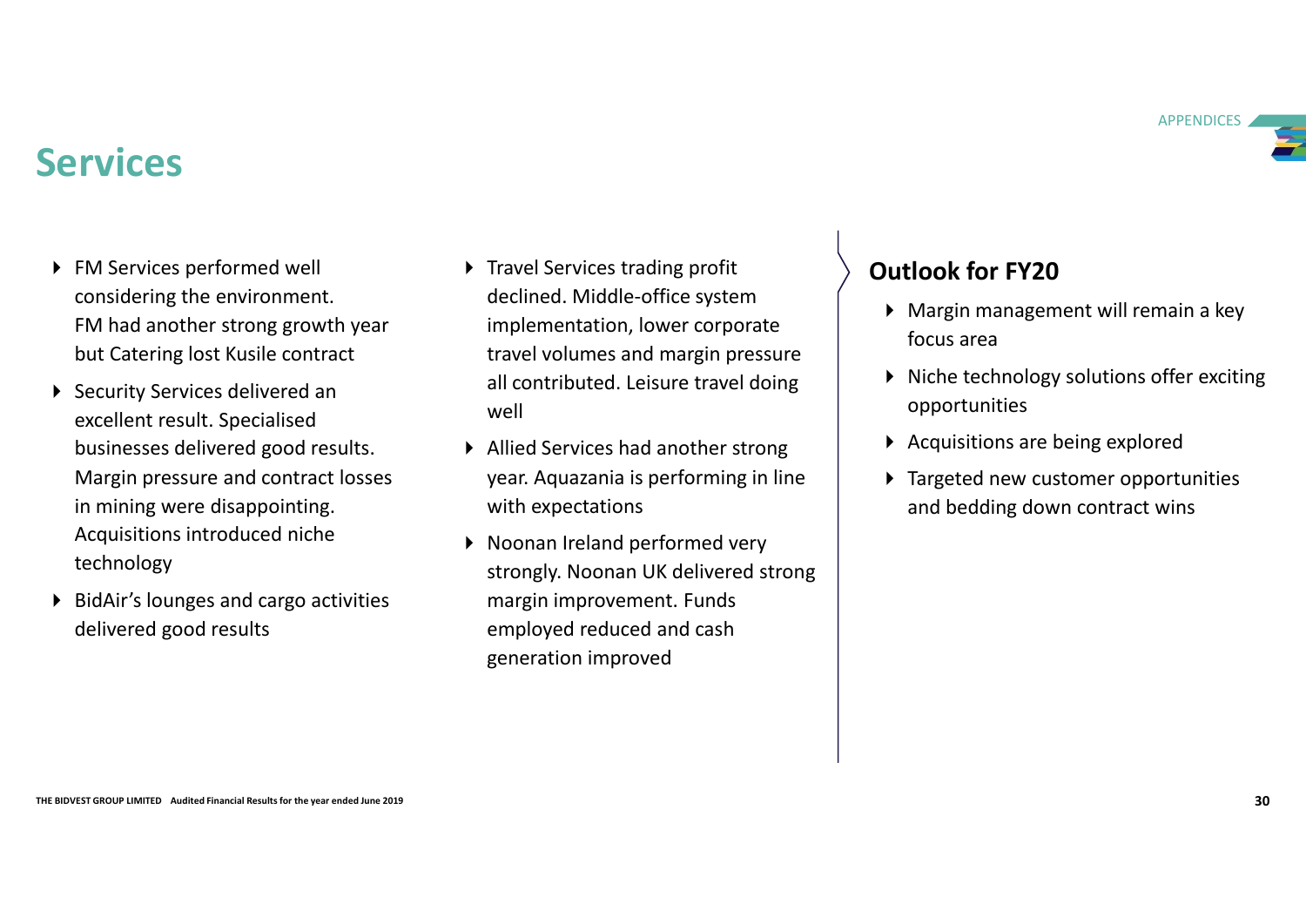# Services

- FM Services performed well considering the environment. FM had another strong growth year but Catering lost Kusile contract
- Security Services delivered an excellent result. Specialised businesses delivered good results. Margin pressure and contract losses in mining were disappointing. Acquisitions introduced niche technology
- BidAir's lounges and cargo activities delivered good results
- Travel Services trading profit declined. Middle-office system implementation, lower corporate travel volumes and margin pressure all contributed. Leisure travel doing well
- Allied Services had another strong year. Aquazania is performing in line with expectations
- Noonan Ireland performed very strongly. Noonan UK delivered strong margin improvement. Funds employed reduced and cash generation improved

## Outlook for FY20

- Margin management will remain a key focus area
- Niche technology solutions offer exciting opportunities
- Acquisitions are being explored
- Targeted new customer opportunities and bedding down contract wins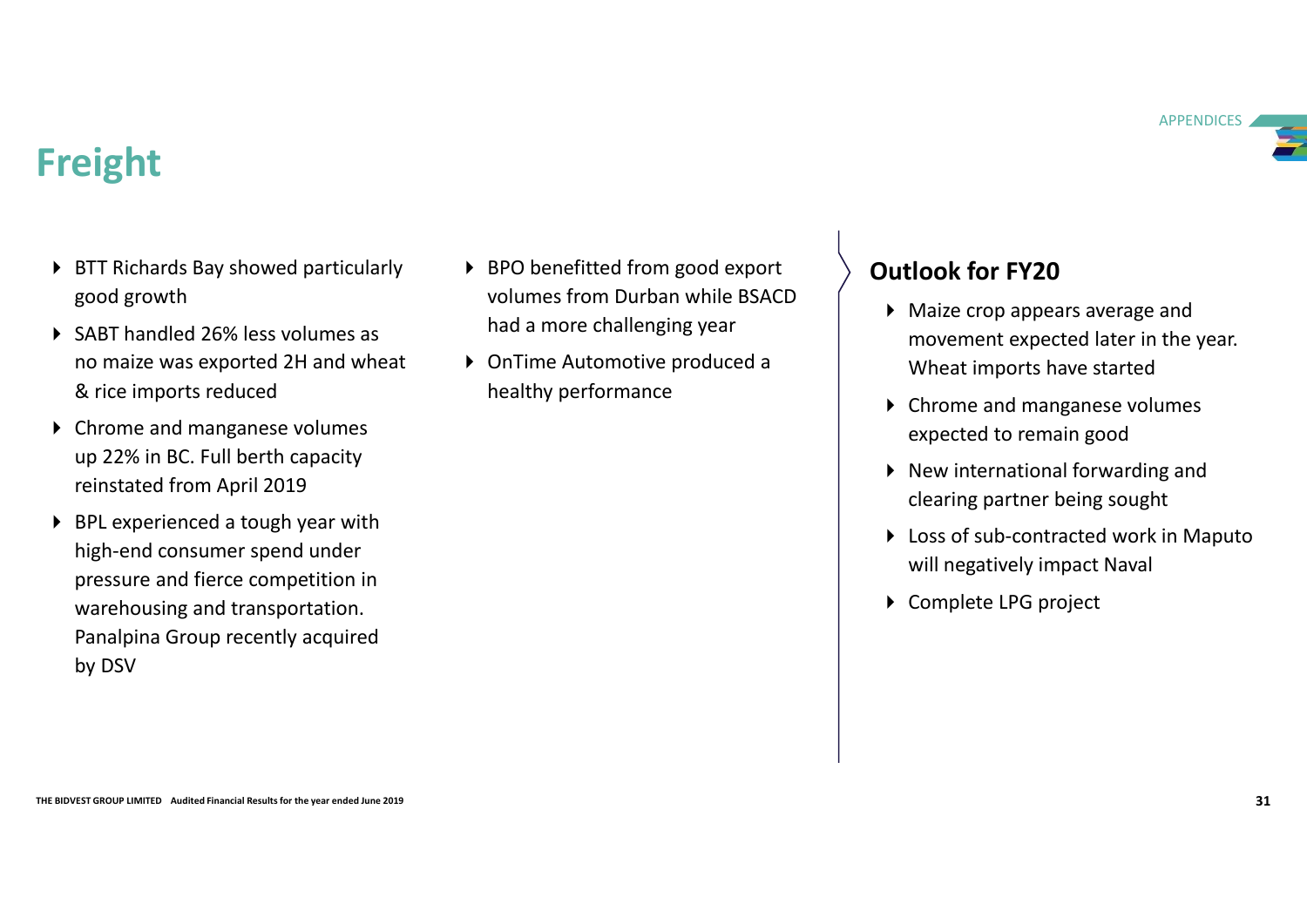# Freight

- BTT Richards Bay showed particularly good growth
- SABT handled 26% less volumes as no maize was exported 2H and wheat & rice imports reduced
- Chrome and manganese volumes up 22% in BC. Full berth capacity reinstated from April 2019
- BPL experienced a tough year with high-end consumer spend under pressure and fierce competition in warehousing and transportation. Panalpina Group recently acquired by DSV
- BPO benefitted from good export volumes from Durban while BSACD had a more challenging year
- OnTime Automotive produced a healthy performance

## Outlook for FY20

- Maize crop appears average and movement expected later in the year. Wheat imports have started
- Chrome and manganese volumes expected to remain good
- New international forwarding and clearing partner being sought
- Loss of sub-contracted work in Maputo will negatively impact Naval
- Complete LPG project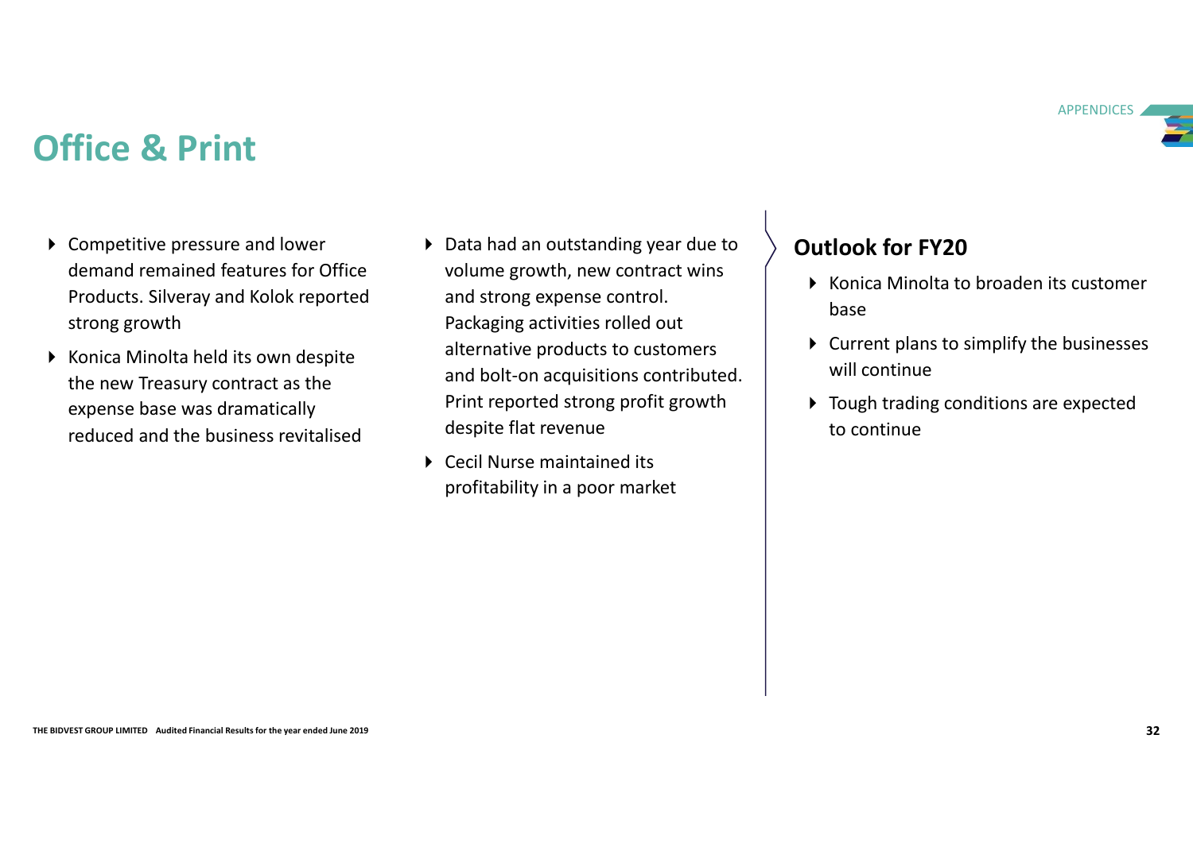# Office & Print

- Competitive pressure and lower demand remained features for Office Products. Silveray and Kolok reported strong growth
- Konica Minolta held its own despite the new Treasury contract as the expense base was dramatically reduced and the business revitalised
- Data had an outstanding year due to volume growth, new contract wins and strong expense control. Packaging activities rolled out alternative products to customers and bolt-on acquisitions contributed. Print reported strong profit growth despite flat revenue
- Cecil Nurse maintained its profitability in a poor market

## Outlook for FY20

- Konica Minolta to broaden its customer base
- Current plans to simplify the businesses will continue
- Tough trading conditions are expected to continue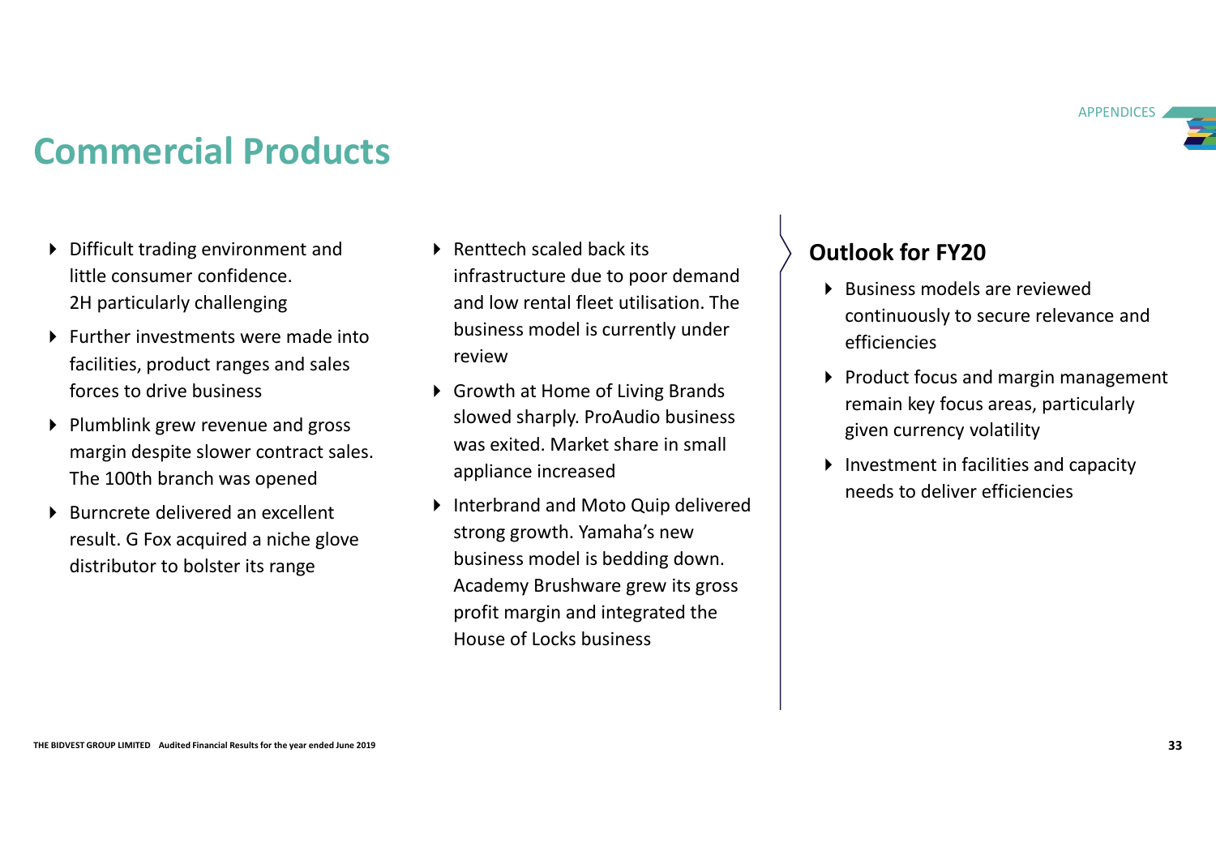# Commercial Products

- Difficult trading environment and little consumer confidence. 2H particularly challenging
- Further investments were made into facilities, product ranges and sales forces to drive business
- Plumblink grew revenue and gross margin despite slower contract sales. The 100th branch was opened
- Burncrete delivered an excellent result. G Fox acquired a niche glove distributor to bolster its range
- Renttech scaled back its infrastructure due to poor demand and low rental fleet utilisation. The business model is currently under review
- Growth at Home of Living Brands slowed sharply. ProAudio business was exited. Market share in small appliance increased
- Interbrand and Moto Quip delivered strong growth. Yamaha's new business model is bedding down. Academy Brushware grew its gross profit margin and integrated the House of Locks business

## Outlook for FY20

- Business models are reviewed continuously to secure relevance and efficiencies
- Product focus and margin management remain key focus areas, particularly given currency volatility
- Investment in facilities and capacity needs to deliver efficiencies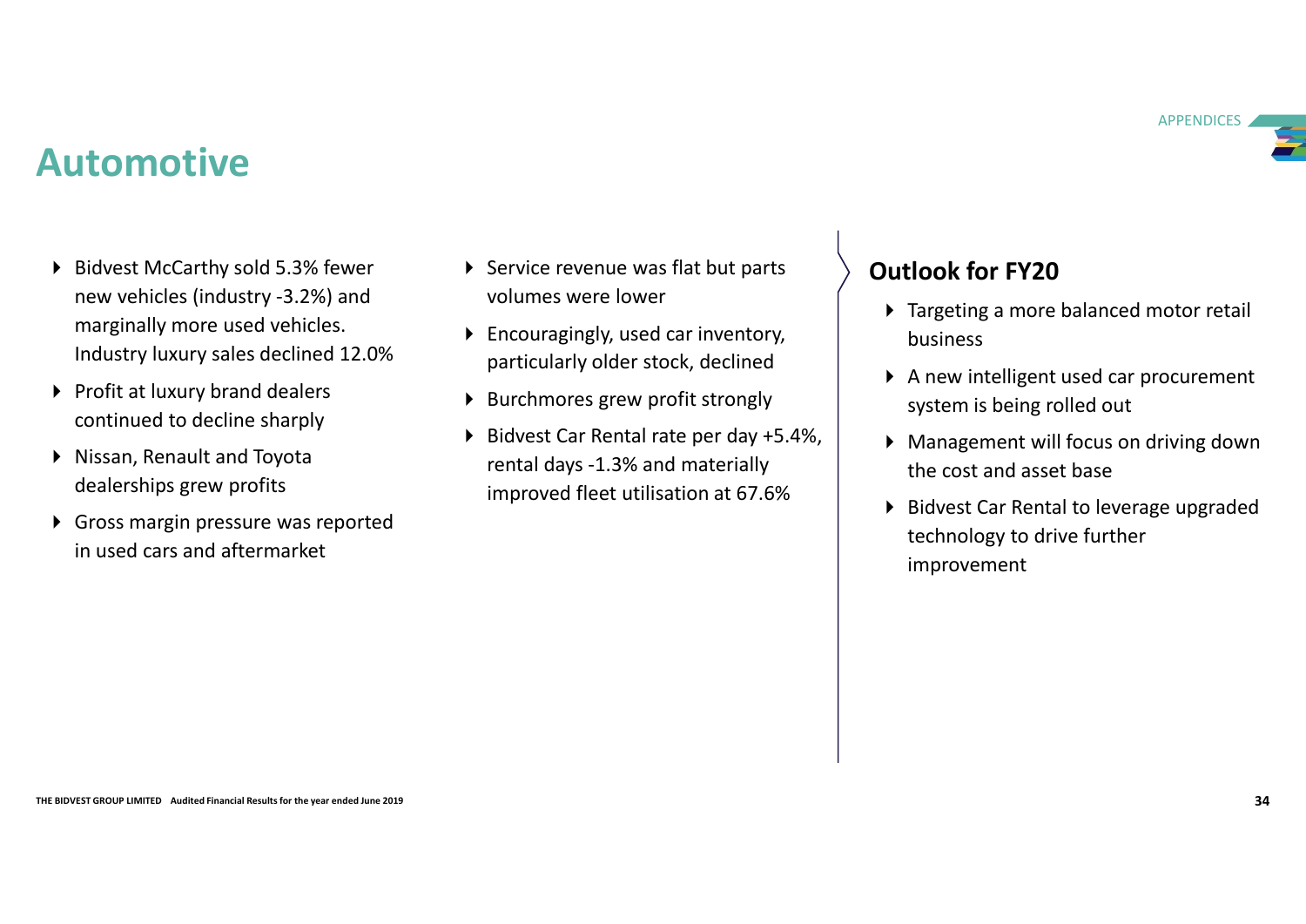# Automotive

- Bidvest McCarthy sold 5.3% fewer new vehicles (industry -3.2%) and marginally more used vehicles. Industry luxury sales declined 12.0%
- Profit at luxury brand dealers continued to decline sharply
- Nissan, Renault and Toyota dealerships grew profits
- Gross margin pressure was reported in used cars and aftermarket
- Service revenue was flat but parts volumes were lower
- Encouragingly, used car inventory, particularly older stock, declined
- Burchmores grew profit strongly
- Bidvest Car Rental rate per day +5.4%, rental days -1.3% and materially improved fleet utilisation at 67.6%

## Outlook for FY20

- Targeting a more balanced motor retail business
- A new intelligent used car procurement system is being rolled out
- Management will focus on driving down the cost and asset base
- Bidvest Car Rental to leverage upgraded technology to drive further improvement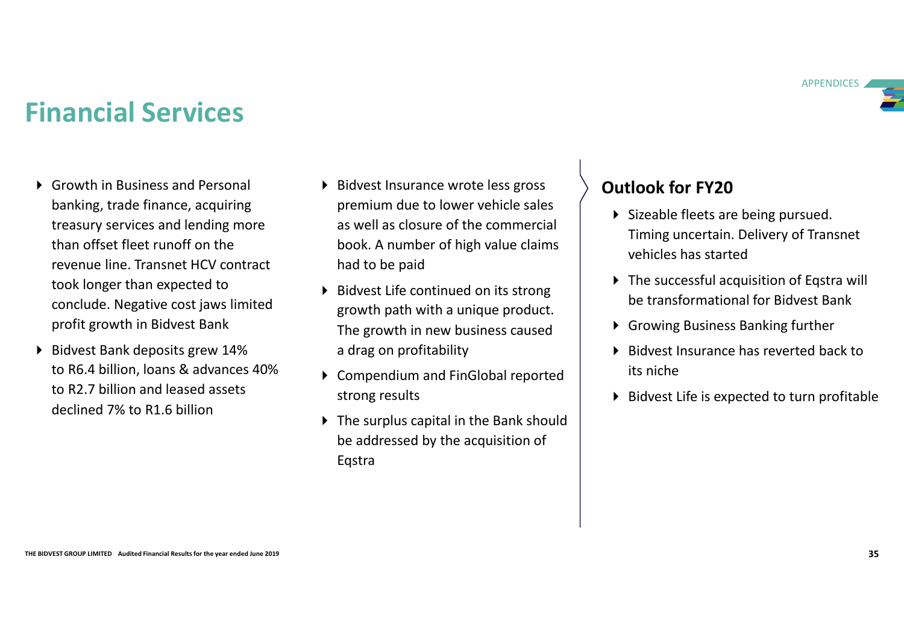# Financial Services

- Growth in Business and Personal banking, trade finance, acquiring treasury services and lending more than offset fleet runoff on the revenue line. Transnet HCV contract took longer than expected to conclude. Negative cost jaws limited profit growth in Bidvest Bank
- Bidvest Bank deposits grew 14% to R6.4 billion, loans & advances 40% to R2.7 billion and leased assets declined 7% to R1.6 billion
- Bidvest Insurance wrote less gross premium due to lower vehicle sales as well as closure of the commercial book. A number of high value claims had to be paid
- Bidvest Life continued on its strong growth path with a unique product. The growth in new business caused a drag on profitability
- Compendium and FinGlobal reported strong results
- The surplus capital in the Bank should be addressed by the acquisition of Eqstra

## Outlook for FY20

- Sizeable fleets are being pursued. Timing uncertain. Delivery of Transnet vehicles has started
- The successful acquisition of Eqstra will be transformational for Bidvest Bank
- Growing Business Banking further
- Bidvest Insurance has reverted back to its niche
- Bidvest Life is expected to turn profitable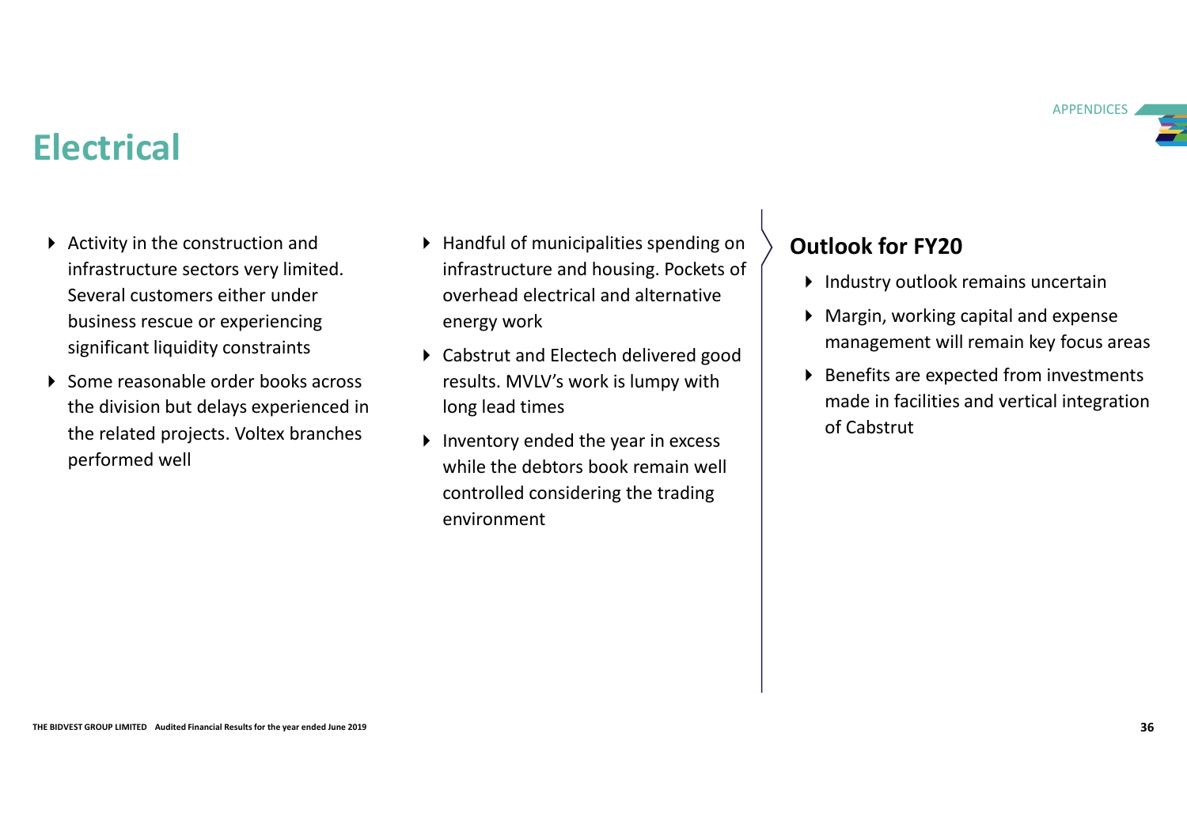# Electrical

- Activity in the construction and infrastructure sectors very limited. Several customers either under business rescue or experiencing significant liquidity constraints
- Some reasonable order books across the division but delays experienced in the related projects. Voltex branches performed well
- Handful of municipalities spending on infrastructure and housing. Pockets of overhead electrical and alternative energy work
- Cabstrut and Electech delivered good results. MVLV's work is lumpy with long lead times
- Inventory ended the year in excess while the debtors book remain well controlled considering the trading environment

## Outlook for FY20

- Industry outlook remains uncertain
- Margin, working capital and expense management will remain key focus areas
- Benefits are expected from investments made in facilities and vertical integration of Cabstrut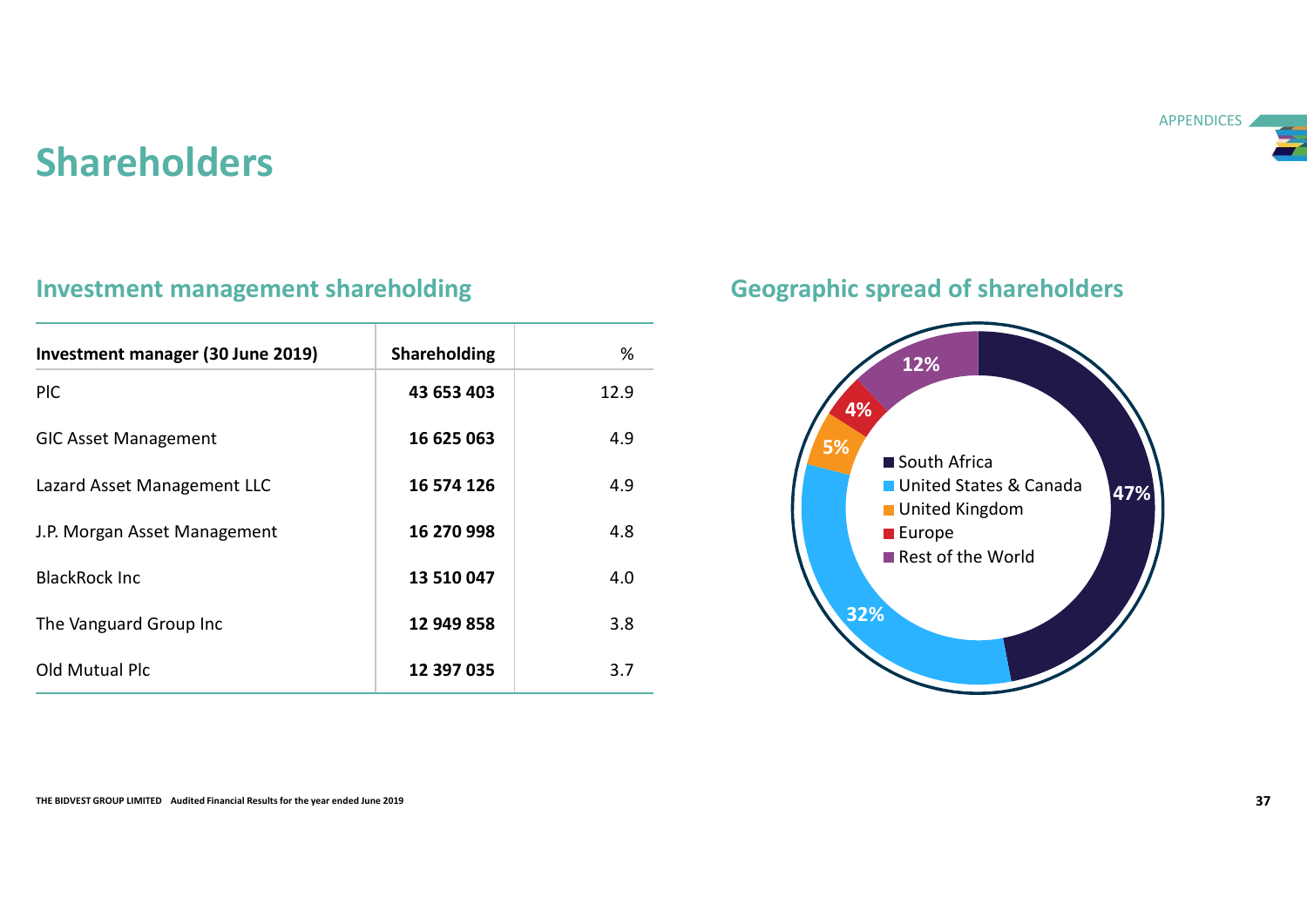# Shareholders

## Investment management shareholding

| Investment manager (30 June 2019) | Shareholding | % |
| --- | --- | --- |
| PIC | **43 653 403** | 12.9 |
| GIC Asset Management | **16 625 063** | 4.9 |
| Lazard Asset Management LLC | **16 574 126** | 4.9 |
| J.P. Morgan Asset Management | **16 270 998** | 4.8 |
| BlackRock Inc | **13 510 047** | 4.0 |
| The Vanguard Group Inc | **12 949 858** | 3.8 |
| Old Mutual Plc | **12 397 035** | 3.7 |

## Geographic spread of shareholders

South Africa
United States & Canada
United Kingdom
Europe
Rest of the World

47%
32%
5%
4%
12%